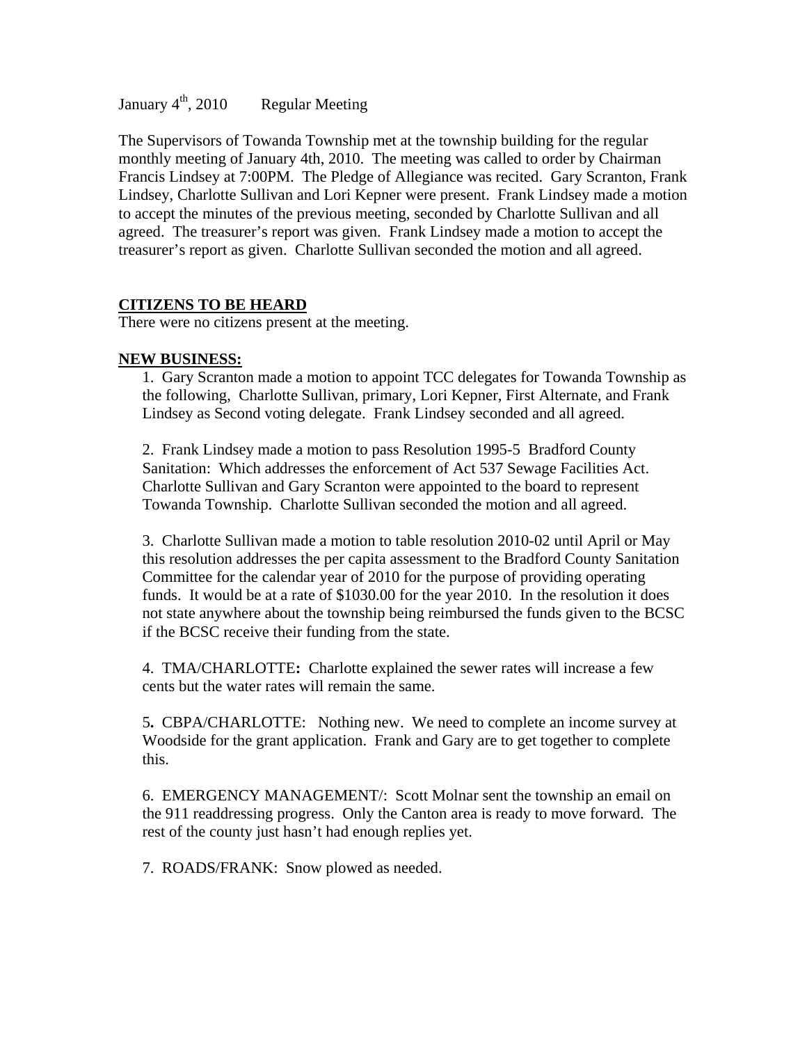January 4th, 2010 Regular Meeting

The Supervisors of Towanda Township met at the township building for the regular monthly meeting of January 4th, 2010. The meeting was called to order by Chairman Francis Lindsey at 7:00PM. The Pledge of Allegiance was recited. Gary Scranton, Frank Lindsey, Charlotte Sullivan and Lori Kepner were present. Frank Lindsey made a motion to accept the minutes of the previous meeting, seconded by Charlotte Sullivan and all agreed. The treasurer's report was given. Frank Lindsey made a motion to accept the treasurer's report as given. Charlotte Sullivan seconded the motion and all agreed.

**CITIZENS TO BE HEARD**

There were no citizens present at the meeting.

**NEW BUSINESS:**

1. Gary Scranton made a motion to appoint TCC delegates for Towanda Township as the following, Charlotte Sullivan, primary, Lori Kepner, First Alternate, and Frank Lindsey as Second voting delegate. Frank Lindsey seconded and all agreed.

2. Frank Lindsey made a motion to pass Resolution 1995-5 Bradford County Sanitation: Which addresses the enforcement of Act 537 Sewage Facilities Act. Charlotte Sullivan and Gary Scranton were appointed to the board to represent Towanda Township. Charlotte Sullivan seconded the motion and all agreed.

3. Charlotte Sullivan made a motion to table resolution 2010-02 until April or May this resolution addresses the per capita assessment to the Bradford County Sanitation Committee for the calendar year of 2010 for the purpose of providing operating funds. It would be at a rate of $1030.00 for the year 2010. In the resolution it does not state anywhere about the township being reimbursed the funds given to the BCSC if the BCSC receive their funding from the state.

4. TMA/CHARLOTTE**:** Charlotte explained the sewer rates will increase a few cents but the water rates will remain the same.

5**.** CBPA/CHARLOTTE: Nothing new. We need to complete an income survey at Woodside for the grant application. Frank and Gary are to get together to complete this.

6. EMERGENCY MANAGEMENT/: Scott Molnar sent the township an email on the 911 readdressing progress. Only the Canton area is ready to move forward. The rest of the county just hasn't had enough replies yet.

7. ROADS/FRANK: Snow plowed as needed.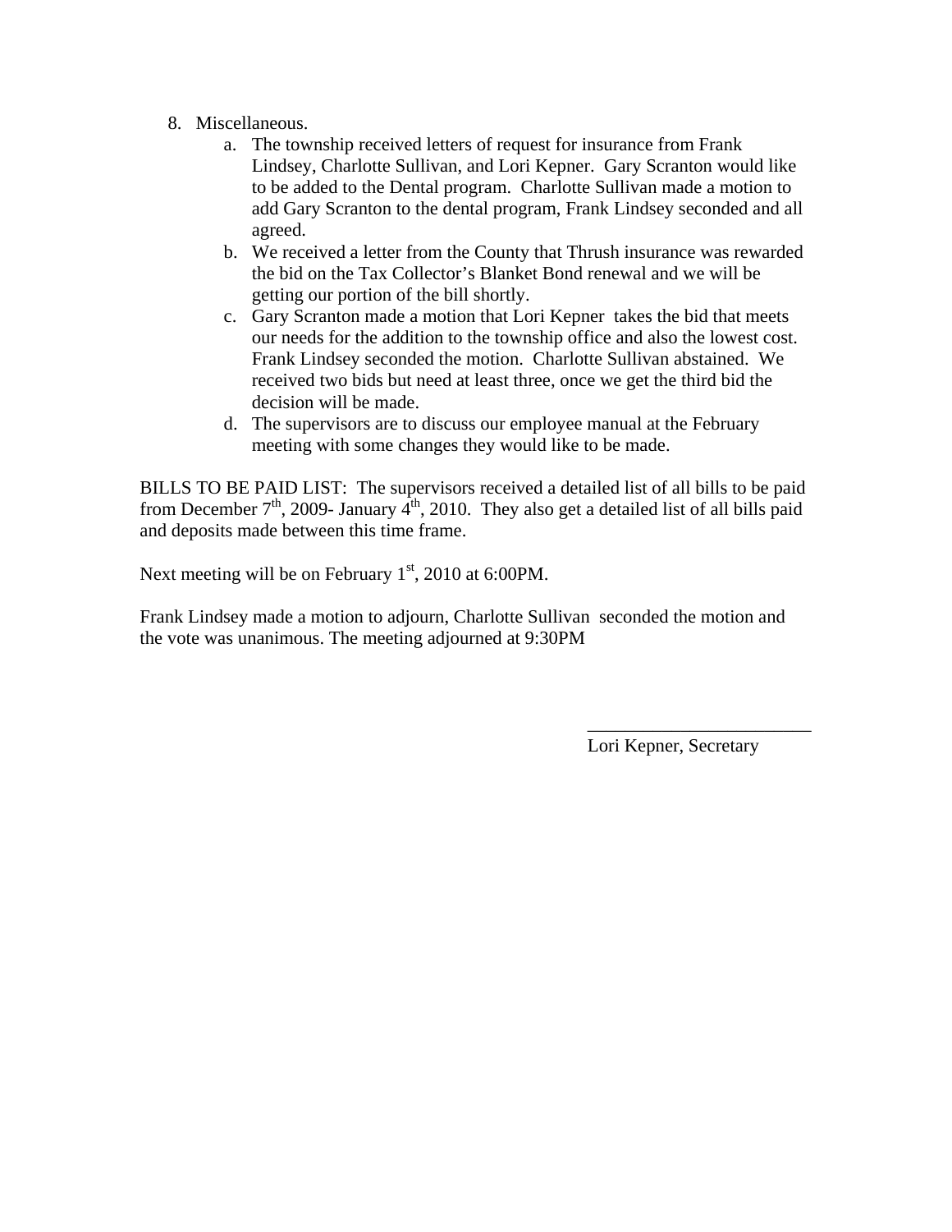8. Miscellaneous.
    a. The township received letters of request for insurance from Frank Lindsey, Charlotte Sullivan, and Lori Kepner. Gary Scranton would like to be added to the Dental program. Charlotte Sullivan made a motion to add Gary Scranton to the dental program, Frank Lindsey seconded and all agreed.
    b. We received a letter from the County that Thrush insurance was rewarded the bid on the Tax Collector's Blanket Bond renewal and we will be getting our portion of the bill shortly.
    c. Gary Scranton made a motion that Lori Kepner takes the bid that meets our needs for the addition to the township office and also the lowest cost. Frank Lindsey seconded the motion. Charlotte Sullivan abstained. We received two bids but need at least three, once we get the third bid the decision will be made.
    d. The supervisors are to discuss our employee manual at the February meeting with some changes they would like to be made.

BILLS TO BE PAID LIST: The supervisors received a detailed list of all bills to be paid from December 7th, 2009- January 4th, 2010. They also get a detailed list of all bills paid and deposits made between this time frame.

Next meeting will be on February 1st, 2010 at 6:00PM.

Frank Lindsey made a motion to adjourn, Charlotte Sullivan seconded the motion and the vote was unanimous. The meeting adjourned at 9:30PM

\_\_\_\_\_\_\_\_\_\_\_\_\_\_\_\_\_\_\_\_\_\_\_\_

Lori Kepner, Secretary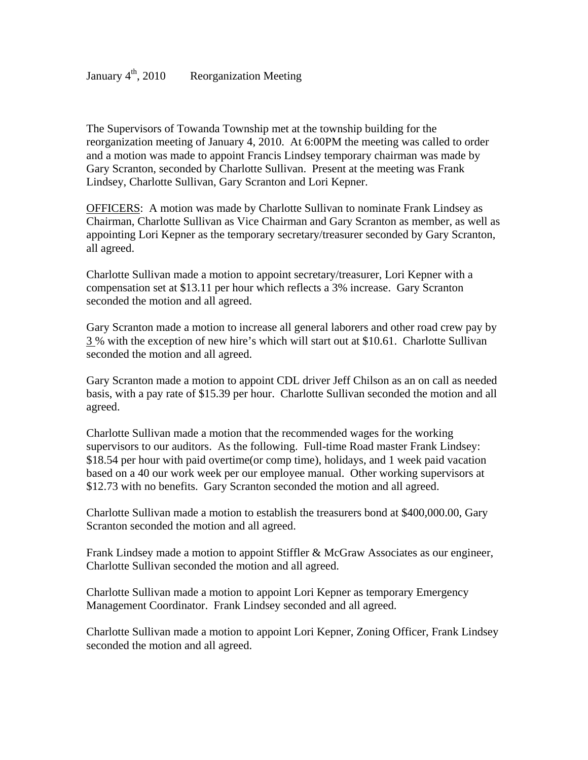January 4th, 2010 Reorganization Meeting

The Supervisors of Towanda Township met at the township building for the reorganization meeting of January 4, 2010. At 6:00PM the meeting was called to order and a motion was made to appoint Francis Lindsey temporary chairman was made by Gary Scranton, seconded by Charlotte Sullivan. Present at the meeting was Frank Lindsey, Charlotte Sullivan, Gary Scranton and Lori Kepner.

OFFICERS: A motion was made by Charlotte Sullivan to nominate Frank Lindsey as Chairman, Charlotte Sullivan as Vice Chairman and Gary Scranton as member, as well as appointing Lori Kepner as the temporary secretary/treasurer seconded by Gary Scranton, all agreed.

Charlotte Sullivan made a motion to appoint secretary/treasurer, Lori Kepner with a compensation set at $13.11 per hour which reflects a 3% increase. Gary Scranton seconded the motion and all agreed.

Gary Scranton made a motion to increase all general laborers and other road crew pay by 3 % with the exception of new hire's which will start out at $10.61. Charlotte Sullivan seconded the motion and all agreed.

Gary Scranton made a motion to appoint CDL driver Jeff Chilson as an on call as needed basis, with a pay rate of $15.39 per hour. Charlotte Sullivan seconded the motion and all agreed.

Charlotte Sullivan made a motion that the recommended wages for the working supervisors to our auditors. As the following. Full-time Road master Frank Lindsey: $18.54 per hour with paid overtime(or comp time), holidays, and 1 week paid vacation based on a 40 our work week per our employee manual. Other working supervisors at $12.73 with no benefits. Gary Scranton seconded the motion and all agreed.

Charlotte Sullivan made a motion to establish the treasurers bond at $400,000.00, Gary Scranton seconded the motion and all agreed.

Frank Lindsey made a motion to appoint Stiffler & McGraw Associates as our engineer, Charlotte Sullivan seconded the motion and all agreed.

Charlotte Sullivan made a motion to appoint Lori Kepner as temporary Emergency Management Coordinator. Frank Lindsey seconded and all agreed.

Charlotte Sullivan made a motion to appoint Lori Kepner, Zoning Officer, Frank Lindsey seconded the motion and all agreed.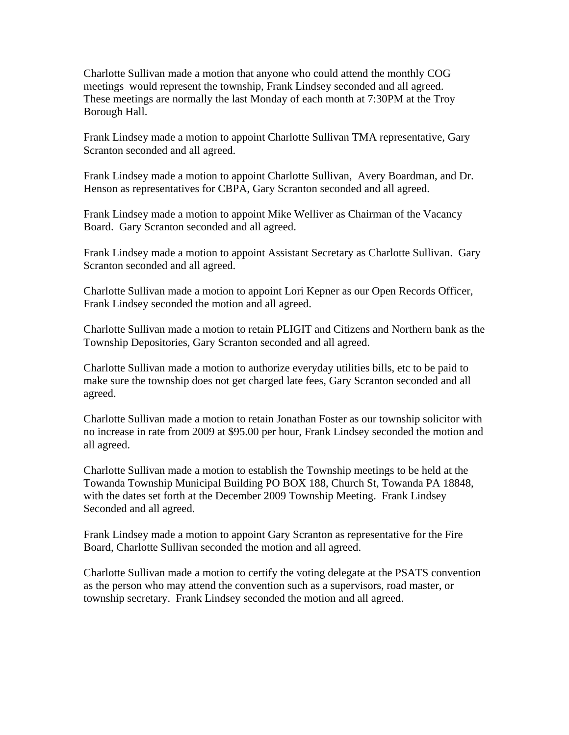Charlotte Sullivan made a motion that anyone who could attend the monthly COG meetings would represent the township, Frank Lindsey seconded and all agreed. These meetings are normally the last Monday of each month at 7:30PM at the Troy Borough Hall.

Frank Lindsey made a motion to appoint Charlotte Sullivan TMA representative, Gary Scranton seconded and all agreed.

Frank Lindsey made a motion to appoint Charlotte Sullivan, Avery Boardman, and Dr. Henson as representatives for CBPA, Gary Scranton seconded and all agreed.

Frank Lindsey made a motion to appoint Mike Welliver as Chairman of the Vacancy Board. Gary Scranton seconded and all agreed.

Frank Lindsey made a motion to appoint Assistant Secretary as Charlotte Sullivan. Gary Scranton seconded and all agreed.

Charlotte Sullivan made a motion to appoint Lori Kepner as our Open Records Officer, Frank Lindsey seconded the motion and all agreed.

Charlotte Sullivan made a motion to retain PLIGIT and Citizens and Northern bank as the Township Depositories, Gary Scranton seconded and all agreed.

Charlotte Sullivan made a motion to authorize everyday utilities bills, etc to be paid to make sure the township does not get charged late fees, Gary Scranton seconded and all agreed.

Charlotte Sullivan made a motion to retain Jonathan Foster as our township solicitor with no increase in rate from 2009 at $95.00 per hour, Frank Lindsey seconded the motion and all agreed.

Charlotte Sullivan made a motion to establish the Township meetings to be held at the Towanda Township Municipal Building PO BOX 188, Church St, Towanda PA 18848, with the dates set forth at the December 2009 Township Meeting. Frank Lindsey Seconded and all agreed.

Frank Lindsey made a motion to appoint Gary Scranton as representative for the Fire Board, Charlotte Sullivan seconded the motion and all agreed.

Charlotte Sullivan made a motion to certify the voting delegate at the PSATS convention as the person who may attend the convention such as a supervisors, road master, or township secretary. Frank Lindsey seconded the motion and all agreed.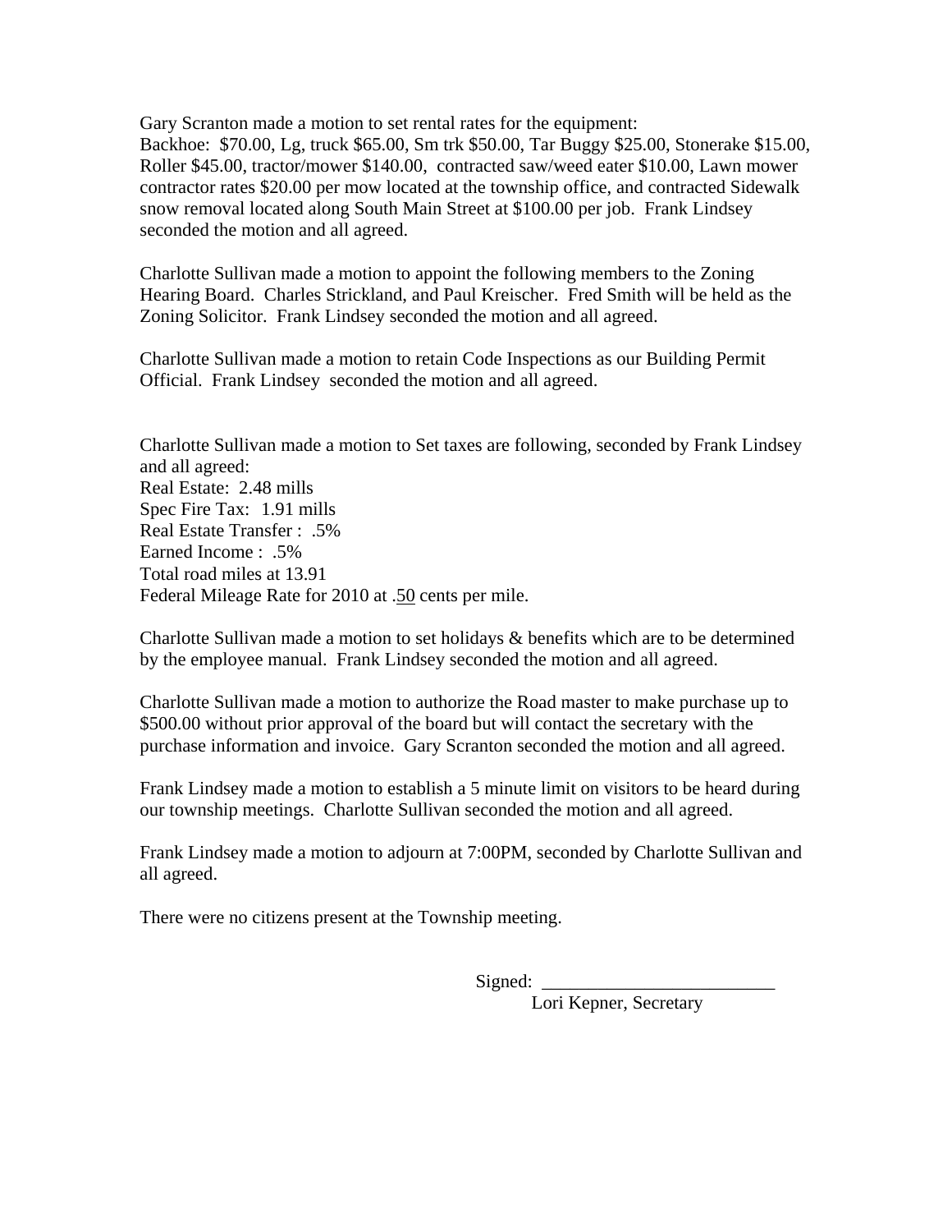Gary Scranton made a motion to set rental rates for the equipment:
Backhoe: $70.00, Lg, truck $65.00, Sm trk $50.00, Tar Buggy $25.00, Stonerake $15.00, Roller $45.00, tractor/mower $140.00, contracted saw/weed eater $10.00, Lawn mower contractor rates $20.00 per mow located at the township office, and contracted Sidewalk snow removal located along South Main Street at $100.00 per job. Frank Lindsey seconded the motion and all agreed.

Charlotte Sullivan made a motion to appoint the following members to the Zoning Hearing Board. Charles Strickland, and Paul Kreischer. Fred Smith will be held as the Zoning Solicitor. Frank Lindsey seconded the motion and all agreed.

Charlotte Sullivan made a motion to retain Code Inspections as our Building Permit Official. Frank Lindsey seconded the motion and all agreed.

Charlotte Sullivan made a motion to Set taxes are following, seconded by Frank Lindsey and all agreed:
Real Estate: 2.48 mills
Spec Fire Tax: 1.91 mills
Real Estate Transfer : .5%
Earned Income : .5%
Total road miles at 13.91
Federal Mileage Rate for 2010 at .<u>50</u> cents per mile.

Charlotte Sullivan made a motion to set holidays & benefits which are to be determined by the employee manual. Frank Lindsey seconded the motion and all agreed.

Charlotte Sullivan made a motion to authorize the Road master to make purchase up to $500.00 without prior approval of the board but will contact the secretary with the purchase information and invoice. Gary Scranton seconded the motion and all agreed.

Frank Lindsey made a motion to establish a 5 minute limit on visitors to be heard during our township meetings. Charlotte Sullivan seconded the motion and all agreed.

Frank Lindsey made a motion to adjourn at 7:00PM, seconded by Charlotte Sullivan and all agreed.

There were no citizens present at the Township meeting.

Signed: _________________________
Lori Kepner, Secretary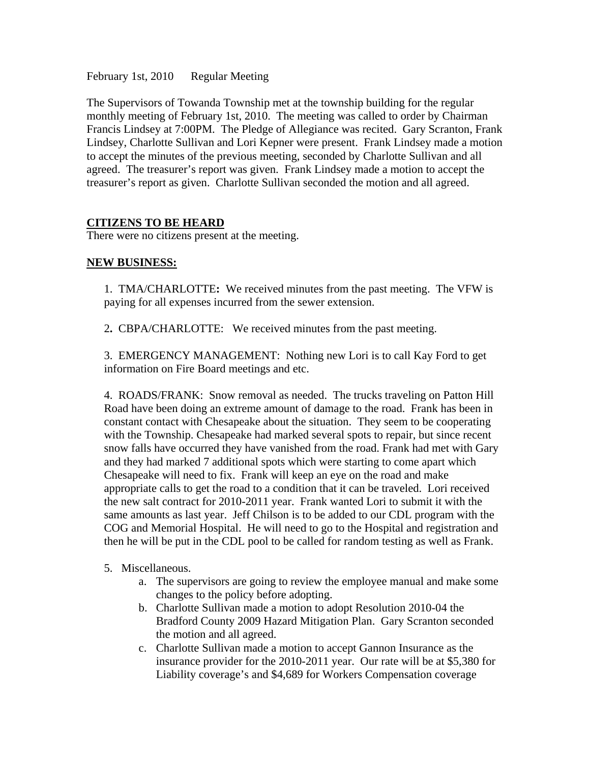February 1st, 2010 Regular Meeting

The Supervisors of Towanda Township met at the township building for the regular monthly meeting of February 1st, 2010. The meeting was called to order by Chairman Francis Lindsey at 7:00PM. The Pledge of Allegiance was recited. Gary Scranton, Frank Lindsey, Charlotte Sullivan and Lori Kepner were present. Frank Lindsey made a motion to accept the minutes of the previous meeting, seconded by Charlotte Sullivan and all agreed. The treasurer's report was given. Frank Lindsey made a motion to accept the treasurer's report as given. Charlotte Sullivan seconded the motion and all agreed.

**CITIZENS TO BE HEARD**

There were no citizens present at the meeting.

**NEW BUSINESS:**

1. TMA/CHARLOTTE**:** We received minutes from the past meeting. The VFW is paying for all expenses incurred from the sewer extension.

2**.** CBPA/CHARLOTTE: We received minutes from the past meeting.

3. EMERGENCY MANAGEMENT: Nothing new Lori is to call Kay Ford to get information on Fire Board meetings and etc.

4. ROADS/FRANK: Snow removal as needed. The trucks traveling on Patton Hill Road have been doing an extreme amount of damage to the road. Frank has been in constant contact with Chesapeake about the situation. They seem to be cooperating with the Township. Chesapeake had marked several spots to repair, but since recent snow falls have occurred they have vanished from the road. Frank had met with Gary and they had marked 7 additional spots which were starting to come apart which Chesapeake will need to fix. Frank will keep an eye on the road and make appropriate calls to get the road to a condition that it can be traveled. Lori received the new salt contract for 2010-2011 year. Frank wanted Lori to submit it with the same amounts as last year. Jeff Chilson is to be added to our CDL program with the COG and Memorial Hospital. He will need to go to the Hospital and registration and then he will be put in the CDL pool to be called for random testing as well as Frank.

5. Miscellaneous.
   a. The supervisors are going to review the employee manual and make some changes to the policy before adopting.
   b. Charlotte Sullivan made a motion to adopt Resolution 2010-04 the Bradford County 2009 Hazard Mitigation Plan. Gary Scranton seconded the motion and all agreed.
   c. Charlotte Sullivan made a motion to accept Gannon Insurance as the insurance provider for the 2010-2011 year. Our rate will be at $5,380 for Liability coverage's and $4,689 for Workers Compensation coverage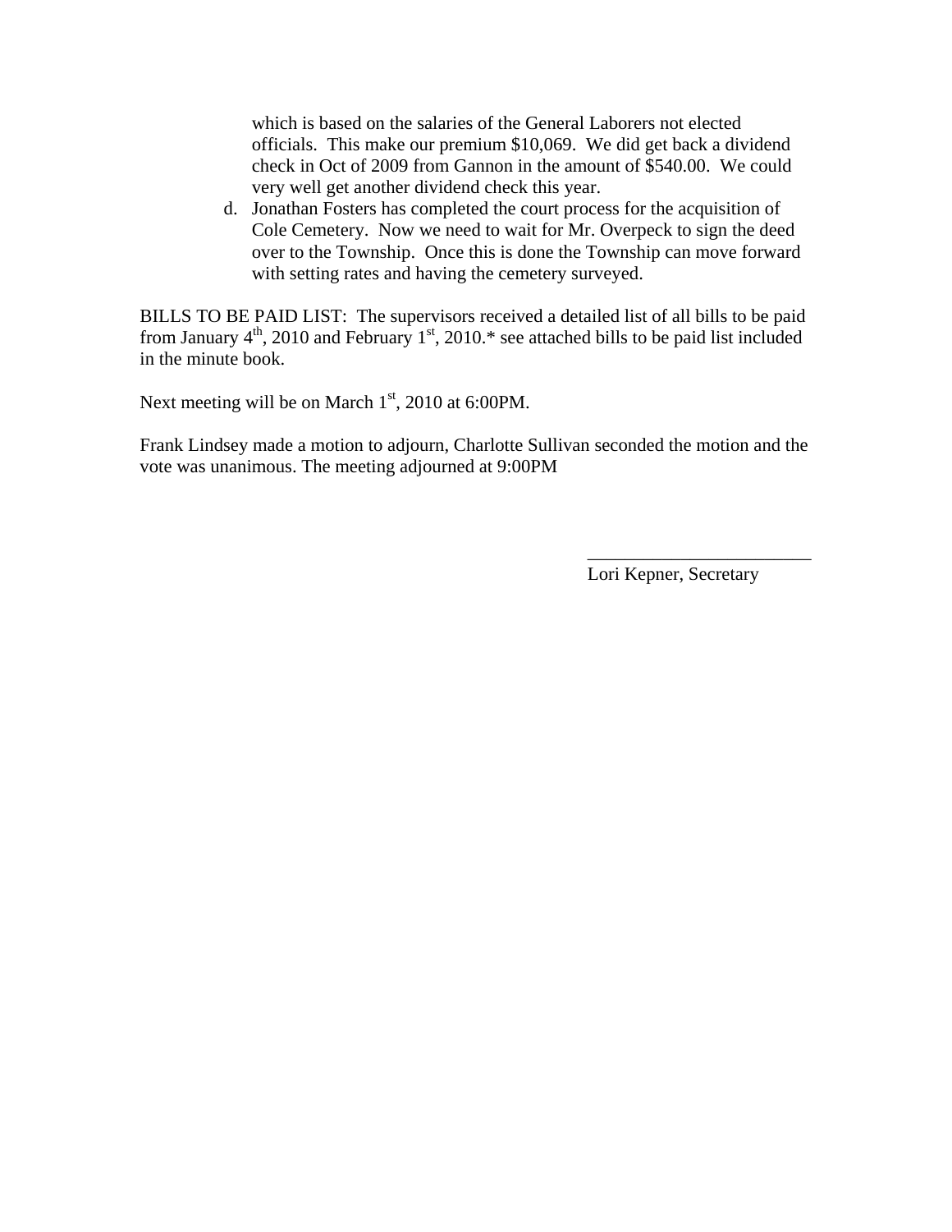which is based on the salaries of the General Laborers not elected officials. This make our premium $10,069. We did get back a dividend check in Oct of 2009 from Gannon in the amount of $540.00. We could very well get another dividend check this year.

d. Jonathan Fosters has completed the court process for the acquisition of Cole Cemetery. Now we need to wait for Mr. Overpeck to sign the deed over to the Township. Once this is done the Township can move forward with setting rates and having the cemetery surveyed.

BILLS TO BE PAID LIST: The supervisors received a detailed list of all bills to be paid from January 4th, 2010 and February 1st, 2010.* see attached bills to be paid list included in the minute book.

Next meeting will be on March 1st, 2010 at 6:00PM.

Frank Lindsey made a motion to adjourn, Charlotte Sullivan seconded the motion and the vote was unanimous. The meeting adjourned at 9:00PM

\_\_\_\_\_\_\_\_\_\_\_\_\_\_\_\_\_\_\_\_\_\_\_\_\_

Lori Kepner, Secretary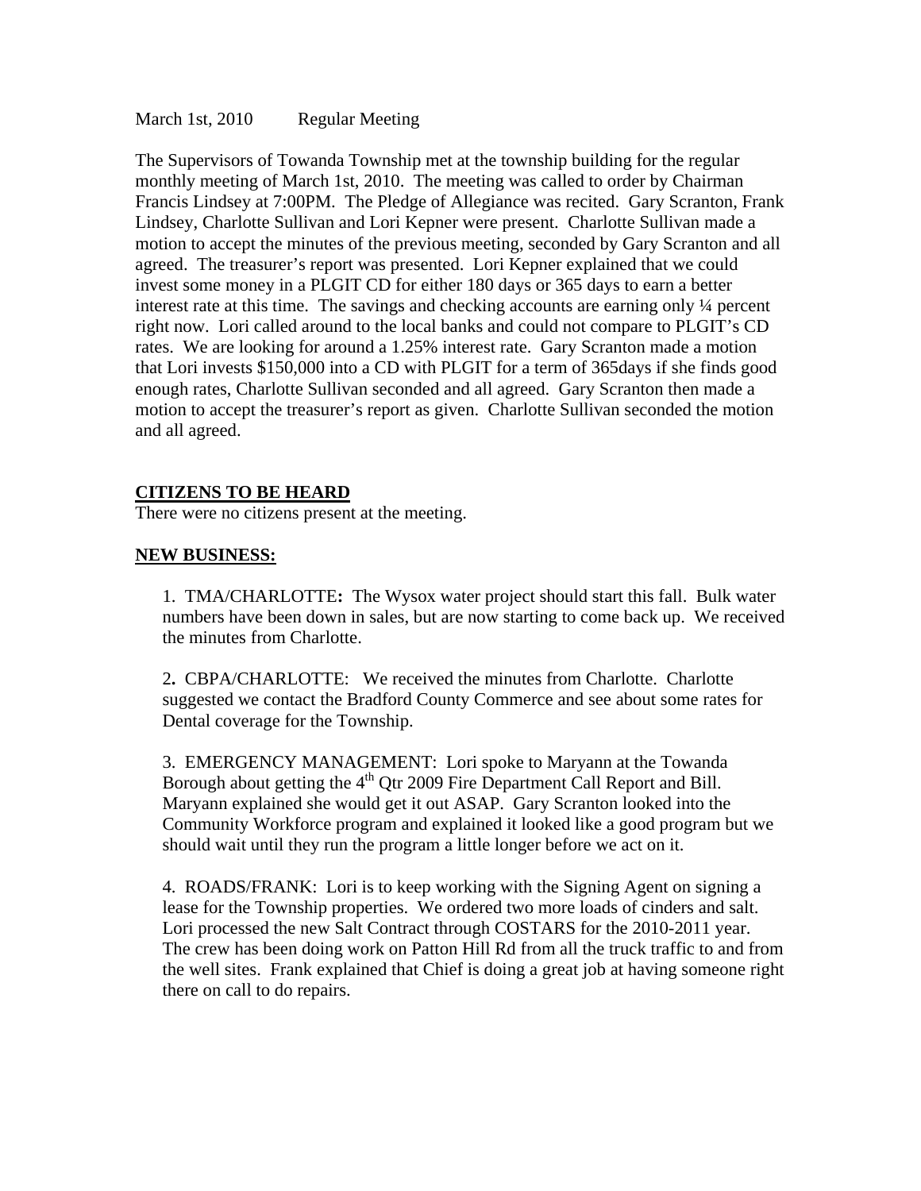March 1st, 2010 Regular Meeting

The Supervisors of Towanda Township met at the township building for the regular monthly meeting of March 1st, 2010. The meeting was called to order by Chairman Francis Lindsey at 7:00PM. The Pledge of Allegiance was recited. Gary Scranton, Frank Lindsey, Charlotte Sullivan and Lori Kepner were present. Charlotte Sullivan made a motion to accept the minutes of the previous meeting, seconded by Gary Scranton and all agreed. The treasurer's report was presented. Lori Kepner explained that we could invest some money in a PLGIT CD for either 180 days or 365 days to earn a better interest rate at this time. The savings and checking accounts are earning only ¼ percent right now. Lori called around to the local banks and could not compare to PLGIT's CD rates. We are looking for around a 1.25% interest rate. Gary Scranton made a motion that Lori invests $150,000 into a CD with PLGIT for a term of 365days if she finds good enough rates, Charlotte Sullivan seconded and all agreed. Gary Scranton then made a motion to accept the treasurer's report as given. Charlotte Sullivan seconded the motion and all agreed.

**CITIZENS TO BE HEARD**

There were no citizens present at the meeting.

**NEW BUSINESS:**

1. TMA/CHARLOTTE**:** The Wysox water project should start this fall. Bulk water numbers have been down in sales, but are now starting to come back up. We received the minutes from Charlotte.

2**.** CBPA/CHARLOTTE: We received the minutes from Charlotte. Charlotte suggested we contact the Bradford County Commerce and see about some rates for Dental coverage for the Township.

3. EMERGENCY MANAGEMENT: Lori spoke to Maryann at the Towanda Borough about getting the 4th Qtr 2009 Fire Department Call Report and Bill. Maryann explained she would get it out ASAP. Gary Scranton looked into the Community Workforce program and explained it looked like a good program but we should wait until they run the program a little longer before we act on it.

4. ROADS/FRANK: Lori is to keep working with the Signing Agent on signing a lease for the Township properties. We ordered two more loads of cinders and salt. Lori processed the new Salt Contract through COSTARS for the 2010-2011 year. The crew has been doing work on Patton Hill Rd from all the truck traffic to and from the well sites. Frank explained that Chief is doing a great job at having someone right there on call to do repairs.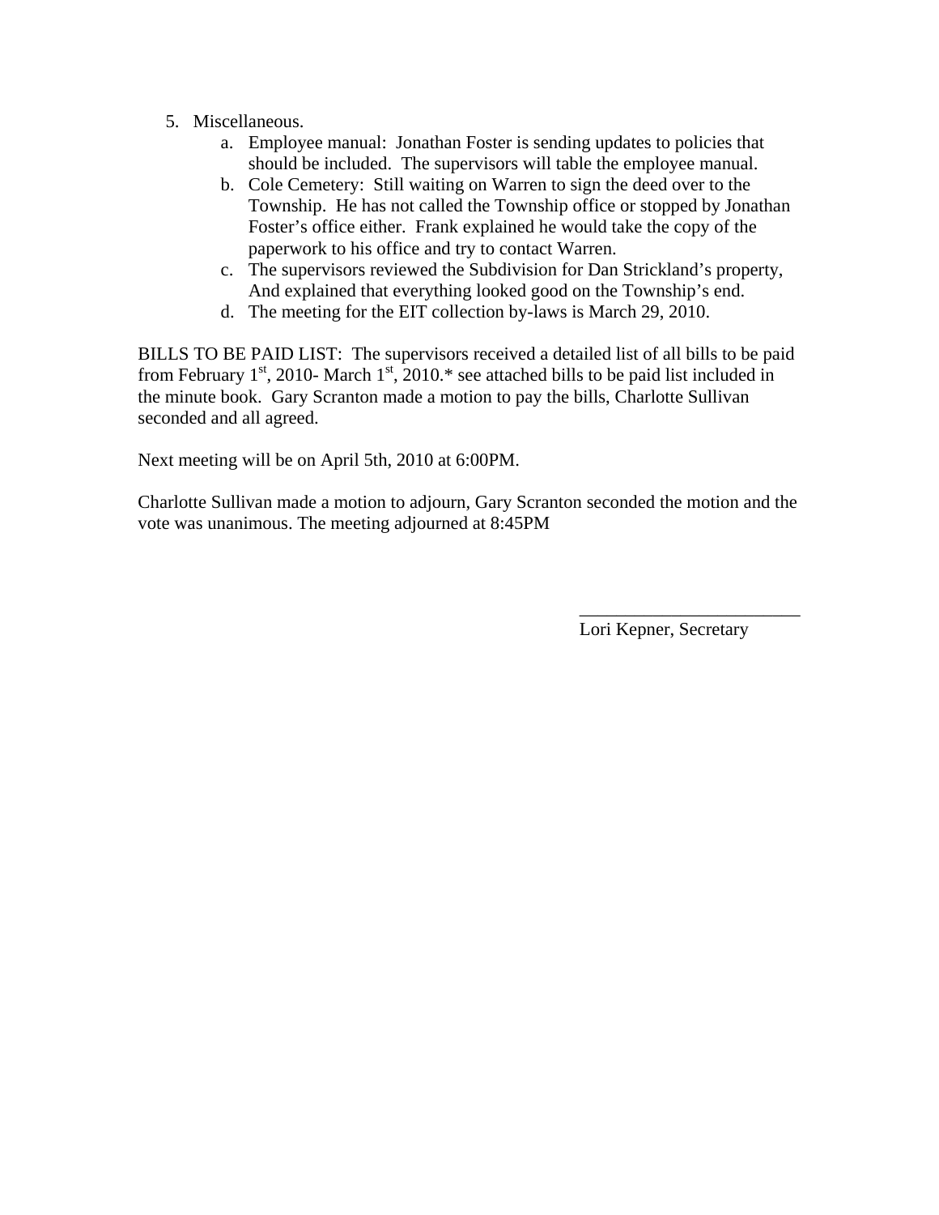5. Miscellaneous.
    a. Employee manual: Jonathan Foster is sending updates to policies that should be included. The supervisors will table the employee manual.
    b. Cole Cemetery: Still waiting on Warren to sign the deed over to the Township. He has not called the Township office or stopped by Jonathan Foster's office either. Frank explained he would take the copy of the paperwork to his office and try to contact Warren.
    c. The supervisors reviewed the Subdivision for Dan Strickland's property, And explained that everything looked good on the Township's end.
    d. The meeting for the EIT collection by-laws is March 29, 2010.

BILLS TO BE PAID LIST: The supervisors received a detailed list of all bills to be paid from February 1st, 2010- March 1st, 2010.* see attached bills to be paid list included in the minute book. Gary Scranton made a motion to pay the bills, Charlotte Sullivan seconded and all agreed.

Next meeting will be on April 5th, 2010 at 6:00PM.

Charlotte Sullivan made a motion to adjourn, Gary Scranton seconded the motion and the vote was unanimous. The meeting adjourned at 8:45PM

\_\_\_\_\_\_\_\_\_\_\_\_\_\_\_\_\_\_\_\_\_\_\_\_\_

Lori Kepner, Secretary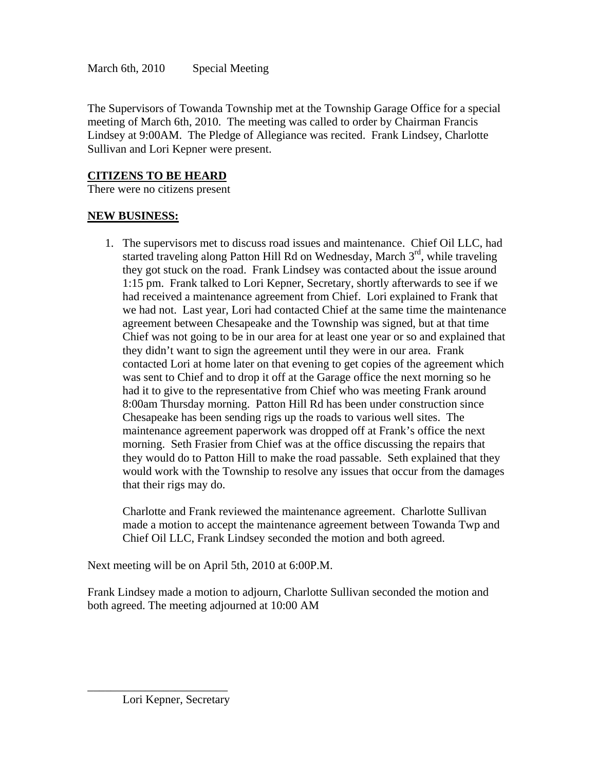March 6th, 2010 Special Meeting

The Supervisors of Towanda Township met at the Township Garage Office for a special meeting of March 6th, 2010. The meeting was called to order by Chairman Francis Lindsey at 9:00AM. The Pledge of Allegiance was recited. Frank Lindsey, Charlotte Sullivan and Lori Kepner were present.

**CITIZENS TO BE HEARD**

There were no citizens present

**NEW BUSINESS:**

1. The supervisors met to discuss road issues and maintenance. Chief Oil LLC, had started traveling along Patton Hill Rd on Wednesday, March 3rd, while traveling they got stuck on the road. Frank Lindsey was contacted about the issue around 1:15 pm. Frank talked to Lori Kepner, Secretary, shortly afterwards to see if we had received a maintenance agreement from Chief. Lori explained to Frank that we had not. Last year, Lori had contacted Chief at the same time the maintenance agreement between Chesapeake and the Township was signed, but at that time Chief was not going to be in our area for at least one year or so and explained that they didn't want to sign the agreement until they were in our area. Frank contacted Lori at home later on that evening to get copies of the agreement which was sent to Chief and to drop it off at the Garage office the next morning so he had it to give to the representative from Chief who was meeting Frank around 8:00am Thursday morning. Patton Hill Rd has been under construction since Chesapeake has been sending rigs up the roads to various well sites. The maintenance agreement paperwork was dropped off at Frank's office the next morning. Seth Frasier from Chief was at the office discussing the repairs that they would do to Patton Hill to make the road passable. Seth explained that they would work with the Township to resolve any issues that occur from the damages that their rigs may do.

   Charlotte and Frank reviewed the maintenance agreement. Charlotte Sullivan made a motion to accept the maintenance agreement between Towanda Twp and Chief Oil LLC, Frank Lindsey seconded the motion and both agreed.

Next meeting will be on April 5th, 2010 at 6:00P.M.

Frank Lindsey made a motion to adjourn, Charlotte Sullivan seconded the motion and both agreed. The meeting adjourned at 10:00 AM

\_\_\_\_\_\_\_\_\_\_\_\_\_\_\_\_\_\_\_\_\_\_\_\_\_

Lori Kepner, Secretary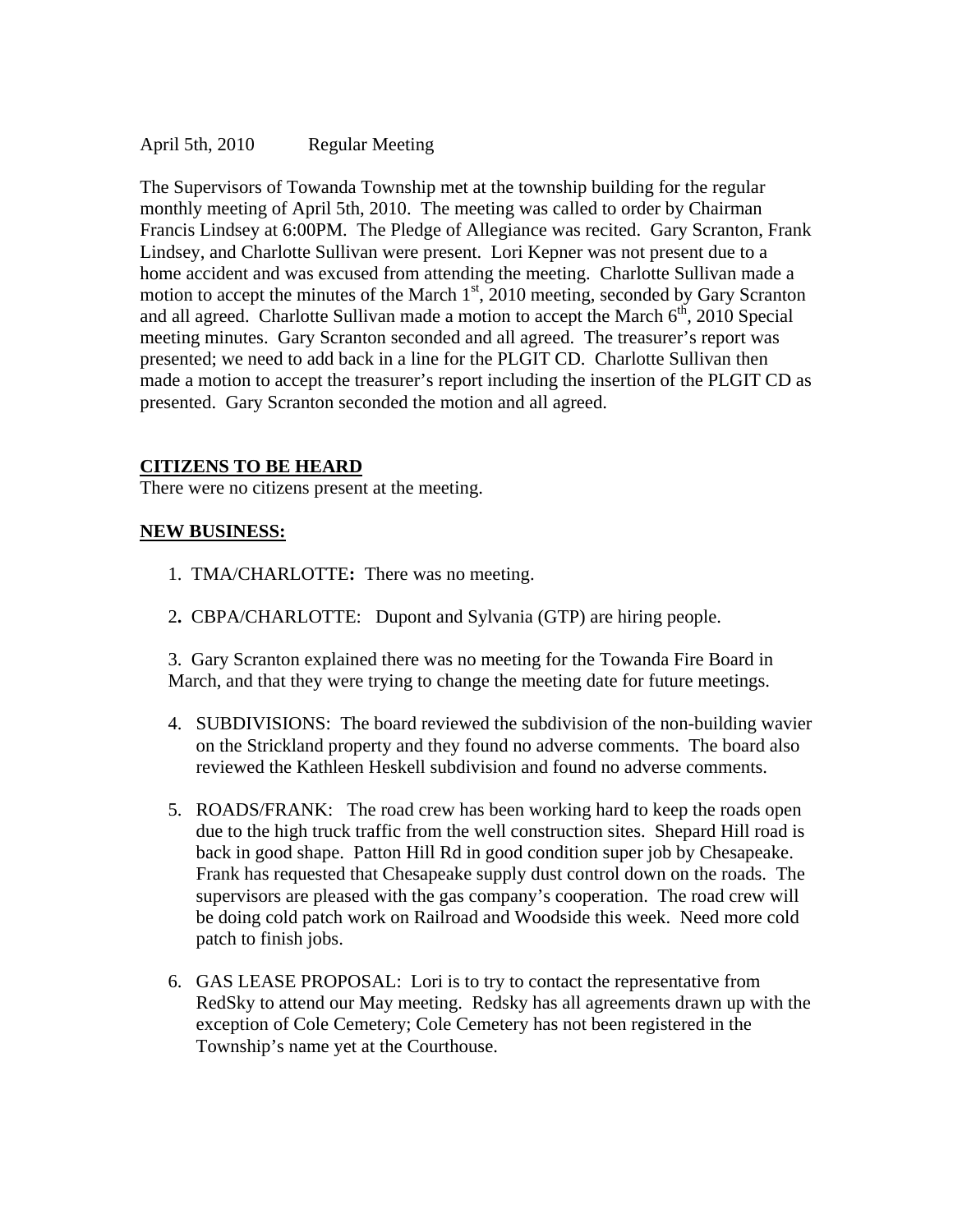April 5th, 2010 Regular Meeting

The Supervisors of Towanda Township met at the township building for the regular monthly meeting of April 5th, 2010. The meeting was called to order by Chairman Francis Lindsey at 6:00PM. The Pledge of Allegiance was recited. Gary Scranton, Frank Lindsey, and Charlotte Sullivan were present. Lori Kepner was not present due to a home accident and was excused from attending the meeting. Charlotte Sullivan made a motion to accept the minutes of the March 1st, 2010 meeting, seconded by Gary Scranton and all agreed. Charlotte Sullivan made a motion to accept the March 6th, 2010 Special meeting minutes. Gary Scranton seconded and all agreed. The treasurer's report was presented; we need to add back in a line for the PLGIT CD. Charlotte Sullivan then made a motion to accept the treasurer's report including the insertion of the PLGIT CD as presented. Gary Scranton seconded the motion and all agreed.

**CITIZENS TO BE HEARD**

There were no citizens present at the meeting.

**NEW BUSINESS:**

1. TMA/CHARLOTTE**:** There was no meeting.

2**.** CBPA/CHARLOTTE: Dupont and Sylvania (GTP) are hiring people.

3. Gary Scranton explained there was no meeting for the Towanda Fire Board in March, and that they were trying to change the meeting date for future meetings.

4. SUBDIVISIONS: The board reviewed the subdivision of the non-building wavier on the Strickland property and they found no adverse comments. The board also reviewed the Kathleen Heskell subdivision and found no adverse comments.

5. ROADS/FRANK: The road crew has been working hard to keep the roads open due to the high truck traffic from the well construction sites. Shepard Hill road is back in good shape. Patton Hill Rd in good condition super job by Chesapeake. Frank has requested that Chesapeake supply dust control down on the roads. The supervisors are pleased with the gas company's cooperation. The road crew will be doing cold patch work on Railroad and Woodside this week. Need more cold patch to finish jobs.

6. GAS LEASE PROPOSAL: Lori is to try to contact the representative from RedSky to attend our May meeting. Redsky has all agreements drawn up with the exception of Cole Cemetery; Cole Cemetery has not been registered in the Township's name yet at the Courthouse.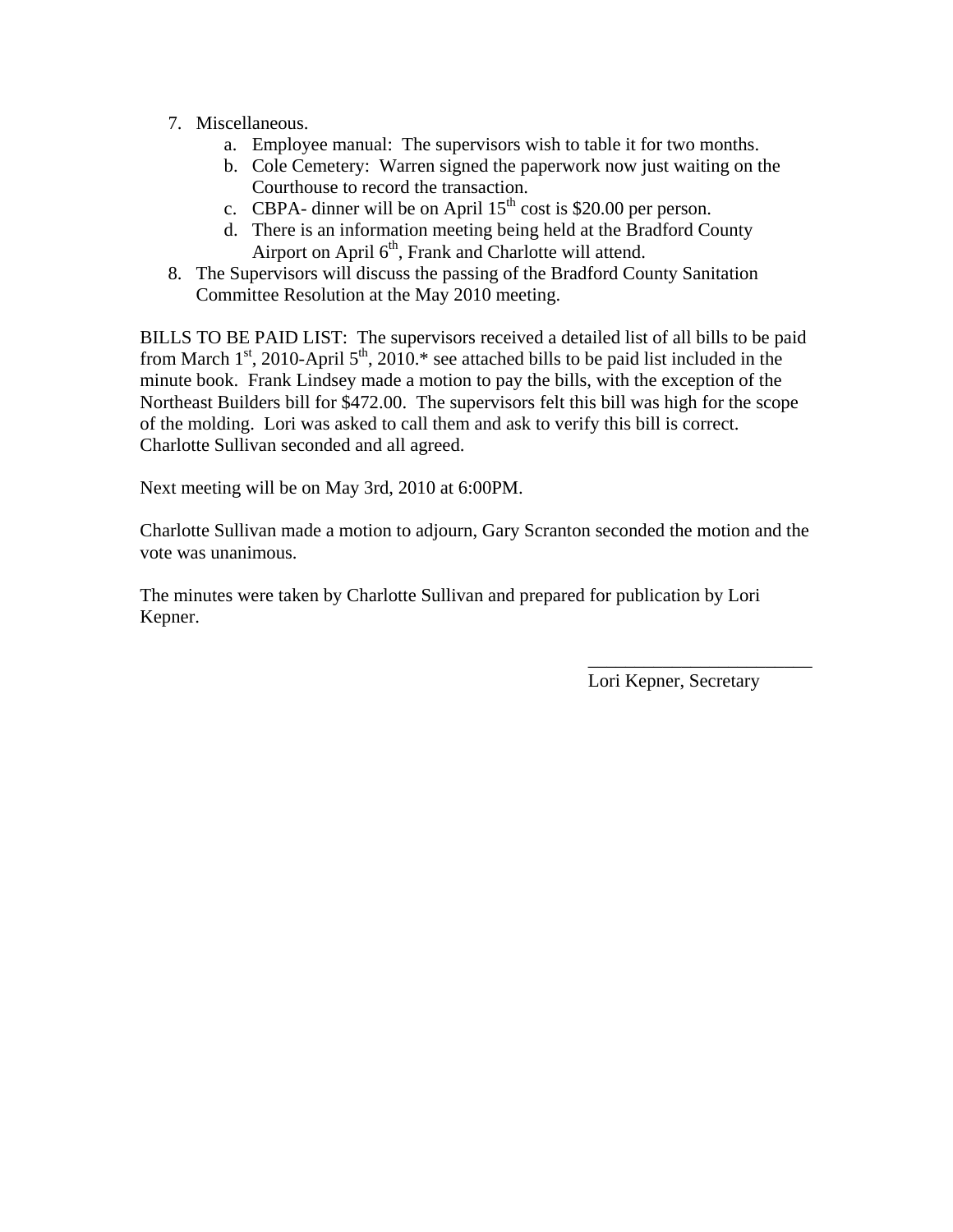7. Miscellaneous.
    a. Employee manual: The supervisors wish to table it for two months.
    b. Cole Cemetery: Warren signed the paperwork now just waiting on the Courthouse to record the transaction.
    c. CBPA- dinner will be on April 15th cost is $20.00 per person.
    d. There is an information meeting being held at the Bradford County Airport on April 6th, Frank and Charlotte will attend.
8. The Supervisors will discuss the passing of the Bradford County Sanitation Committee Resolution at the May 2010 meeting.

BILLS TO BE PAID LIST: The supervisors received a detailed list of all bills to be paid from March 1st, 2010-April 5th, 2010.* see attached bills to be paid list included in the minute book. Frank Lindsey made a motion to pay the bills, with the exception of the Northeast Builders bill for $472.00. The supervisors felt this bill was high for the scope of the molding. Lori was asked to call them and ask to verify this bill is correct. Charlotte Sullivan seconded and all agreed.

Next meeting will be on May 3rd, 2010 at 6:00PM.

Charlotte Sullivan made a motion to adjourn, Gary Scranton seconded the motion and the vote was unanimous.

The minutes were taken by Charlotte Sullivan and prepared for publication by Lori Kepner.

\_\_\_\_\_\_\_\_\_\_\_\_\_\_\_\_\_\_\_\_\_\_\_\_

Lori Kepner, Secretary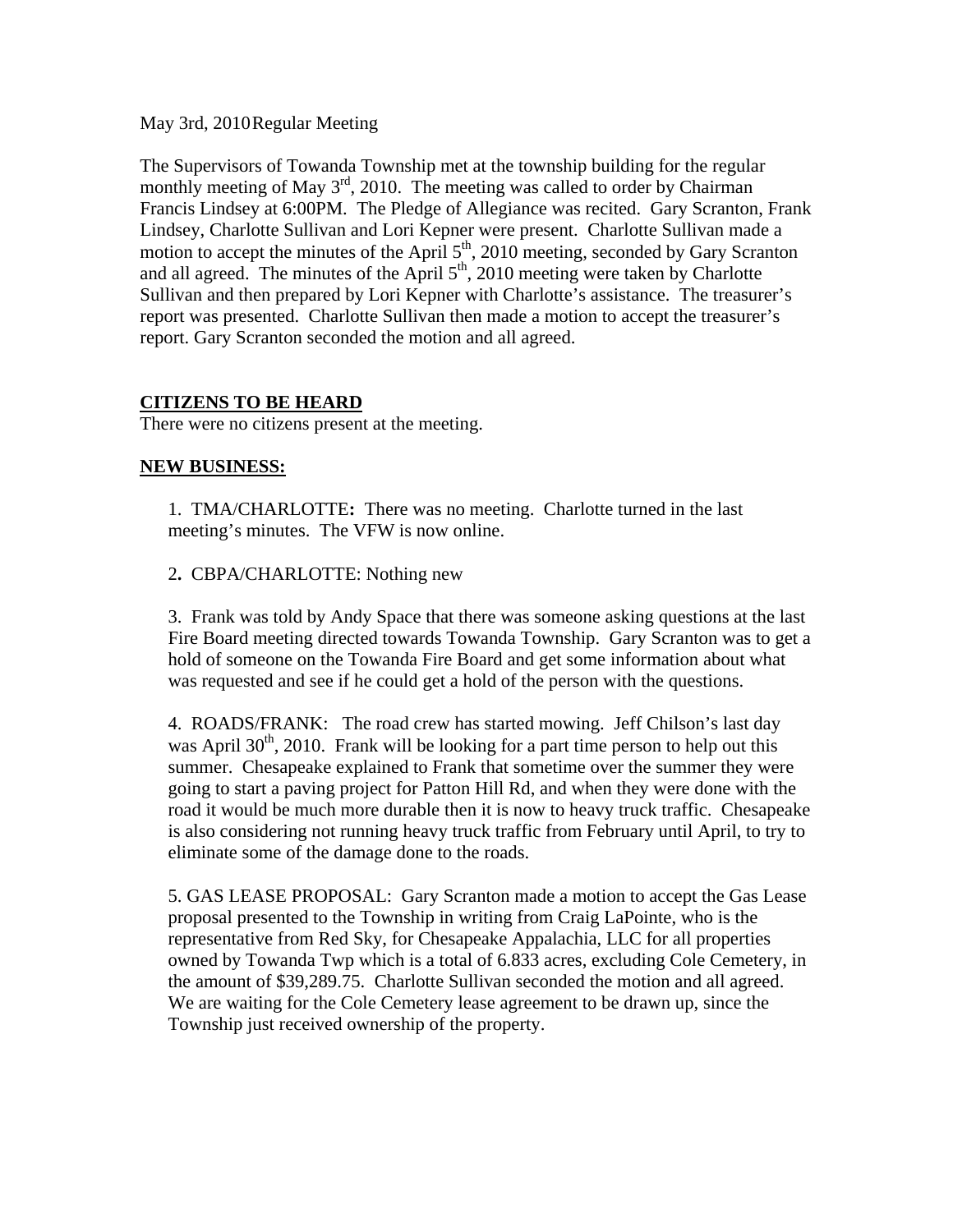May 3rd, 2010 Regular Meeting

The Supervisors of Towanda Township met at the township building for the regular monthly meeting of May 3rd, 2010. The meeting was called to order by Chairman Francis Lindsey at 6:00PM. The Pledge of Allegiance was recited. Gary Scranton, Frank Lindsey, Charlotte Sullivan and Lori Kepner were present. Charlotte Sullivan made a motion to accept the minutes of the April 5th, 2010 meeting, seconded by Gary Scranton and all agreed. The minutes of the April 5th, 2010 meeting were taken by Charlotte Sullivan and then prepared by Lori Kepner with Charlotte's assistance. The treasurer's report was presented. Charlotte Sullivan then made a motion to accept the treasurer's report. Gary Scranton seconded the motion and all agreed.

**CITIZENS TO BE HEARD**

There were no citizens present at the meeting.

**NEW BUSINESS:**

1. TMA/CHARLOTTE**:** There was no meeting. Charlotte turned in the last meeting's minutes. The VFW is now online.

2**.** CBPA/CHARLOTTE: Nothing new

3. Frank was told by Andy Space that there was someone asking questions at the last Fire Board meeting directed towards Towanda Township. Gary Scranton was to get a hold of someone on the Towanda Fire Board and get some information about what was requested and see if he could get a hold of the person with the questions.

4. ROADS/FRANK: The road crew has started mowing. Jeff Chilson's last day was April 30th, 2010. Frank will be looking for a part time person to help out this summer. Chesapeake explained to Frank that sometime over the summer they were going to start a paving project for Patton Hill Rd, and when they were done with the road it would be much more durable then it is now to heavy truck traffic. Chesapeake is also considering not running heavy truck traffic from February until April, to try to eliminate some of the damage done to the roads.

5. GAS LEASE PROPOSAL: Gary Scranton made a motion to accept the Gas Lease proposal presented to the Township in writing from Craig LaPointe, who is the representative from Red Sky, for Chesapeake Appalachia, LLC for all properties owned by Towanda Twp which is a total of 6.833 acres, excluding Cole Cemetery, in the amount of $39,289.75. Charlotte Sullivan seconded the motion and all agreed. We are waiting for the Cole Cemetery lease agreement to be drawn up, since the Township just received ownership of the property.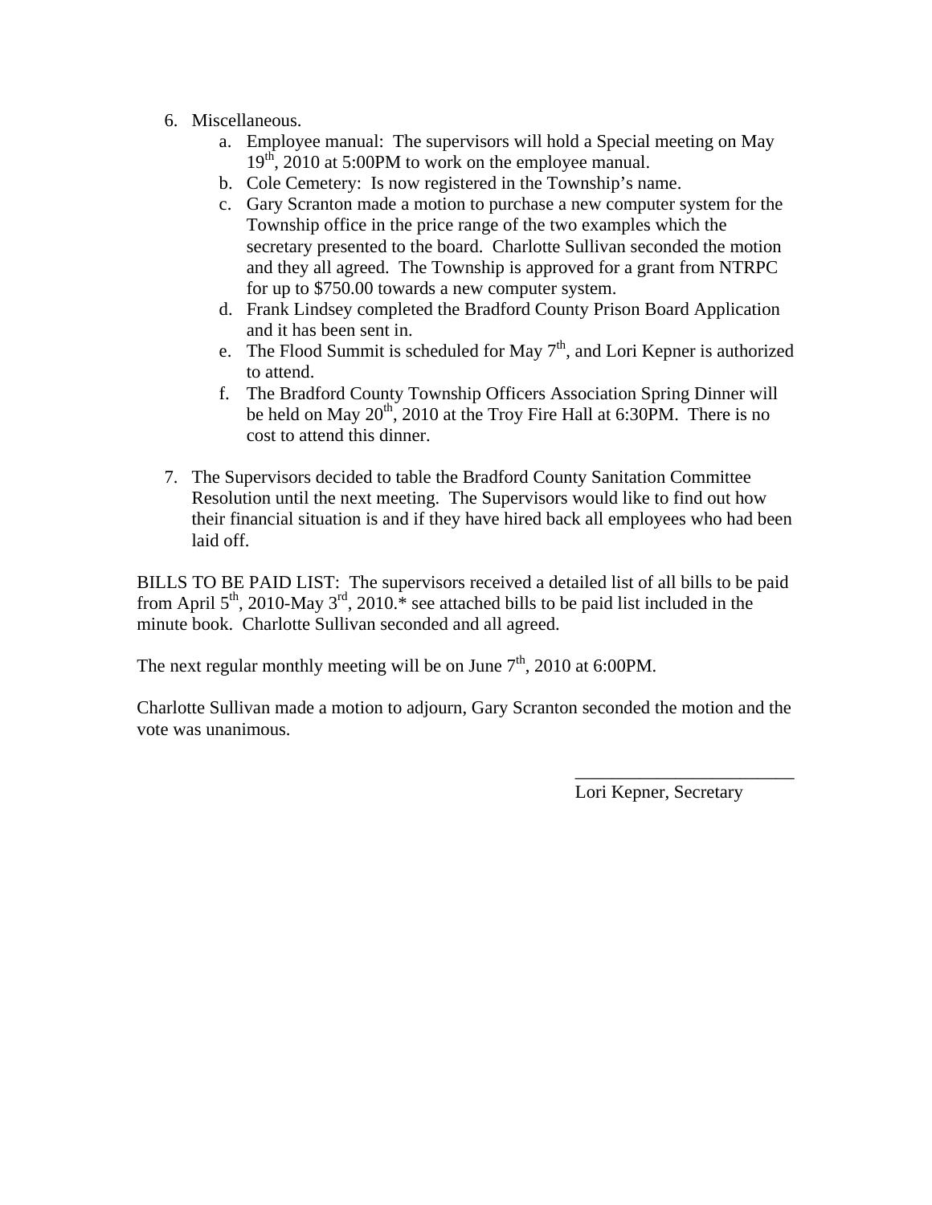6. Miscellaneous.
    a. Employee manual: The supervisors will hold a Special meeting on May 19th, 2010 at 5:00PM to work on the employee manual.
    b. Cole Cemetery: Is now registered in the Township's name.
    c. Gary Scranton made a motion to purchase a new computer system for the Township office in the price range of the two examples which the secretary presented to the board. Charlotte Sullivan seconded the motion and they all agreed. The Township is approved for a grant from NTRPC for up to $750.00 towards a new computer system.
    d. Frank Lindsey completed the Bradford County Prison Board Application and it has been sent in.
    e. The Flood Summit is scheduled for May 7th, and Lori Kepner is authorized to attend.
    f. The Bradford County Township Officers Association Spring Dinner will be held on May 20th, 2010 at the Troy Fire Hall at 6:30PM. There is no cost to attend this dinner.

7. The Supervisors decided to table the Bradford County Sanitation Committee Resolution until the next meeting. The Supervisors would like to find out how their financial situation is and if they have hired back all employees who had been laid off.

BILLS TO BE PAID LIST: The supervisors received a detailed list of all bills to be paid from April 5th, 2010-May 3rd, 2010.* see attached bills to be paid list included in the minute book. Charlotte Sullivan seconded and all agreed.

The next regular monthly meeting will be on June 7th, 2010 at 6:00PM.

Charlotte Sullivan made a motion to adjourn, Gary Scranton seconded the motion and the vote was unanimous.

\_\_\_\_\_\_\_\_\_\_\_\_\_\_\_\_\_\_\_\_\_\_\_\_\_

Lori Kepner, Secretary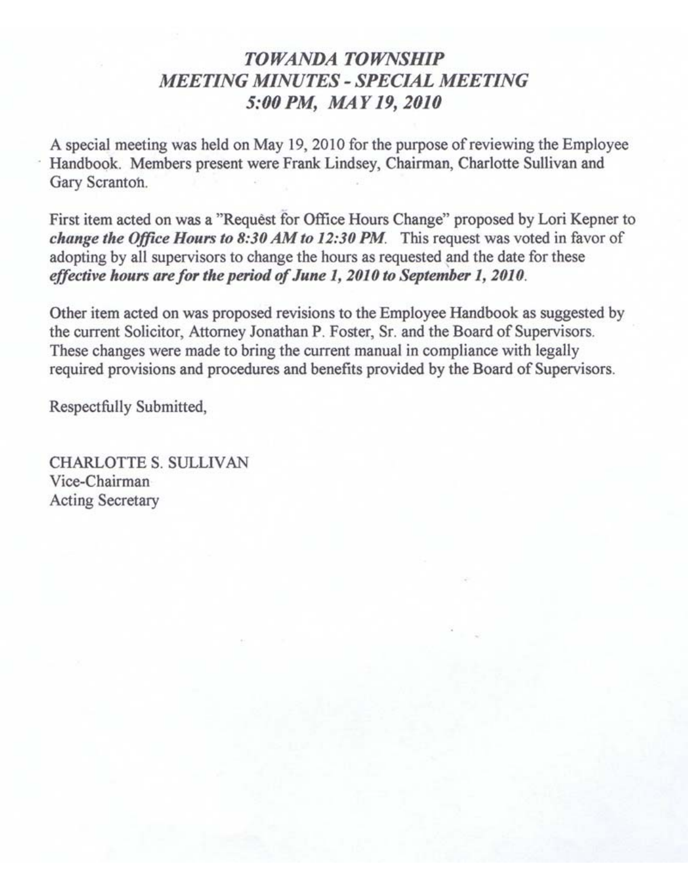# *TOWANDA TOWNSHIP*
## *MEETING MINUTES - SPECIAL MEETING*
## *5:00 PM, MAY 19, 2010*

A special meeting was held on May 19, 2010 for the purpose of reviewing the Employee Handbook. Members present were Frank Lindsey, Chairman, Charlotte Sullivan and Gary Scranton.

First item acted on was a "Request for Office Hours Change" proposed by Lori Kepner to ***change the Office Hours to 8:30 AM to 12:30 PM***. This request was voted in favor of adopting by all supervisors to change the hours as requested and the date for these ***effective hours are for the period of June 1, 2010 to September 1, 2010***.

Other item acted on was proposed revisions to the Employee Handbook as suggested by the current Solicitor, Attorney Jonathan P. Foster, Sr. and the Board of Supervisors. These changes were made to bring the current manual in compliance with legally required provisions and procedures and benefits provided by the Board of Supervisors.

Respectfully Submitted,

CHARLOTTE S. SULLIVAN
Vice-Chairman
Acting Secretary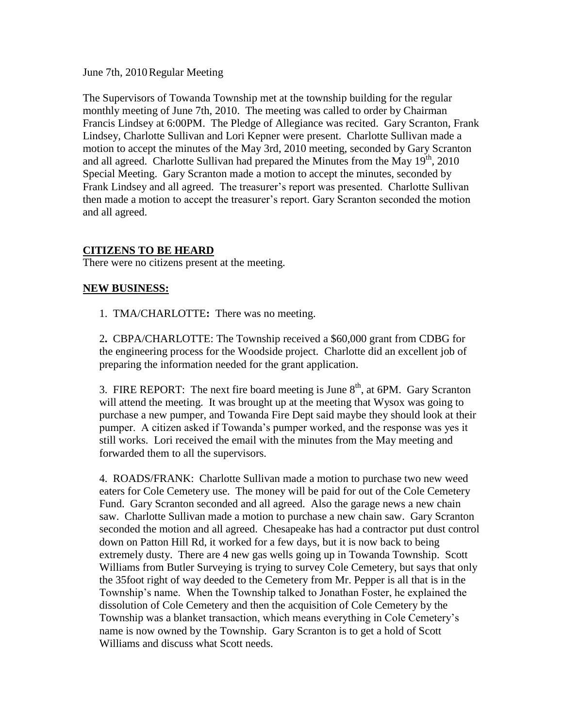June 7th, 2010 Regular Meeting

The Supervisors of Towanda Township met at the township building for the regular monthly meeting of June 7th, 2010. The meeting was called to order by Chairman Francis Lindsey at 6:00PM. The Pledge of Allegiance was recited. Gary Scranton, Frank Lindsey, Charlotte Sullivan and Lori Kepner were present. Charlotte Sullivan made a motion to accept the minutes of the May 3rd, 2010 meeting, seconded by Gary Scranton and all agreed. Charlotte Sullivan had prepared the Minutes from the May 19th, 2010 Special Meeting. Gary Scranton made a motion to accept the minutes, seconded by Frank Lindsey and all agreed. The treasurer's report was presented. Charlotte Sullivan then made a motion to accept the treasurer's report. Gary Scranton seconded the motion and all agreed.

## CITIZENS TO BE HEARD

There were no citizens present at the meeting.

## NEW BUSINESS:

1. TMA/CHARLOTTE**:** There was no meeting.

2**.** CBPA/CHARLOTTE: The Township received a $60,000 grant from CDBG for the engineering process for the Woodside project. Charlotte did an excellent job of preparing the information needed for the grant application.

3. FIRE REPORT: The next fire board meeting is June 8th, at 6PM. Gary Scranton will attend the meeting. It was brought up at the meeting that Wysox was going to purchase a new pumper, and Towanda Fire Dept said maybe they should look at their pumper. A citizen asked if Towanda's pumper worked, and the response was yes it still works. Lori received the email with the minutes from the May meeting and forwarded them to all the supervisors.

4. ROADS/FRANK: Charlotte Sullivan made a motion to purchase two new weed eaters for Cole Cemetery use. The money will be paid for out of the Cole Cemetery Fund. Gary Scranton seconded and all agreed. Also the garage news a new chain saw. Charlotte Sullivan made a motion to purchase a new chain saw. Gary Scranton seconded the motion and all agreed. Chesapeake has had a contractor put dust control down on Patton Hill Rd, it worked for a few days, but it is now back to being extremely dusty. There are 4 new gas wells going up in Towanda Township. Scott Williams from Butler Surveying is trying to survey Cole Cemetery, but says that only the 35foot right of way deeded to the Cemetery from Mr. Pepper is all that is in the Township's name. When the Township talked to Jonathan Foster, he explained the dissolution of Cole Cemetery and then the acquisition of Cole Cemetery by the Township was a blanket transaction, which means everything in Cole Cemetery's name is now owned by the Township. Gary Scranton is to get a hold of Scott Williams and discuss what Scott needs.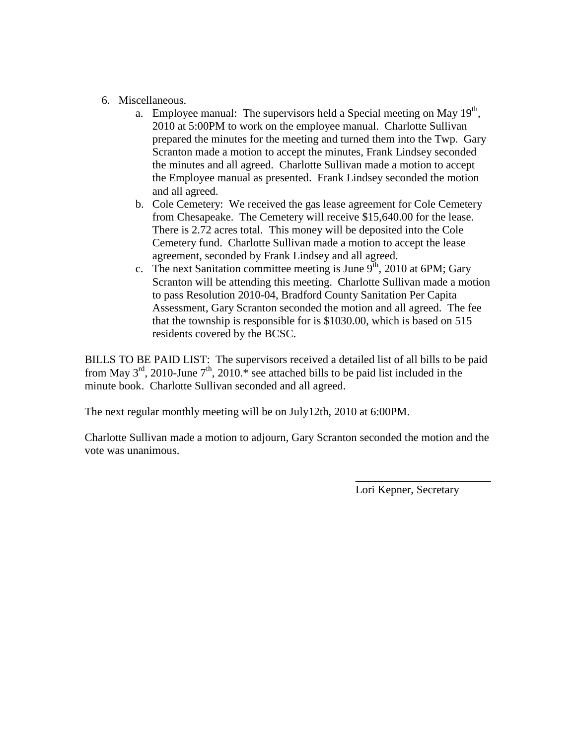6. Miscellaneous.
   a. Employee manual: The supervisors held a Special meeting on May 19th, 2010 at 5:00PM to work on the employee manual. Charlotte Sullivan prepared the minutes for the meeting and turned them into the Twp. Gary Scranton made a motion to accept the minutes, Frank Lindsey seconded the minutes and all agreed. Charlotte Sullivan made a motion to accept the Employee manual as presented. Frank Lindsey seconded the motion and all agreed.
   b. Cole Cemetery: We received the gas lease agreement for Cole Cemetery from Chesapeake. The Cemetery will receive $15,640.00 for the lease. There is 2.72 acres total. This money will be deposited into the Cole Cemetery fund. Charlotte Sullivan made a motion to accept the lease agreement, seconded by Frank Lindsey and all agreed.
   c. The next Sanitation committee meeting is June 9th, 2010 at 6PM; Gary Scranton will be attending this meeting. Charlotte Sullivan made a motion to pass Resolution 2010-04, Bradford County Sanitation Per Capita Assessment, Gary Scranton seconded the motion and all agreed. The fee that the township is responsible for is $1030.00, which is based on 515 residents covered by the BCSC.

BILLS TO BE PAID LIST: The supervisors received a detailed list of all bills to be paid from May 3rd, 2010-June 7th, 2010.* see attached bills to be paid list included in the minute book. Charlotte Sullivan seconded and all agreed.

The next regular monthly meeting will be on July12th, 2010 at 6:00PM.

Charlotte Sullivan made a motion to adjourn, Gary Scranton seconded the motion and the vote was unanimous.

\_\_\_\_\_\_\_\_\_\_\_\_\_\_\_\_\_\_\_\_\_\_\_\_\_

Lori Kepner, Secretary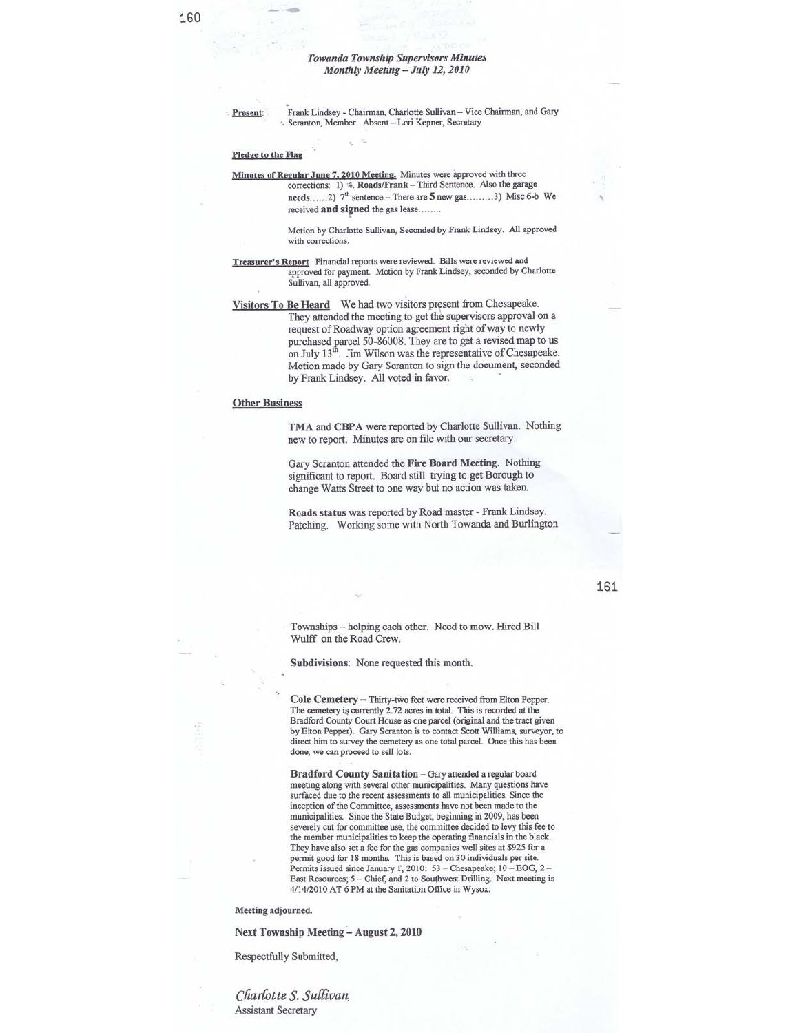### *Towanda Township Supervisors Minutes*
### *Monthly Meeting – July 12, 2010*

**Present**: Frank Lindsey - Chairman, Charlotte Sullivan – Vice Chairman, and Gary Scranton, Member. Absent – Lori Kepner, Secretary

**Pledge to the Flag**

**Minutes of Regular June 7, 2010 Meeting.** Minutes were approved with three corrections: 1) 4. **Roads/Frank** – Third Sentence. Also the garage **needs**......2) 7th sentence – There are **5** new gas.........3) Misc 6-b We received **and signed** the gas lease........

Motion by Charlotte Sullivan, Seconded by Frank Lindsey. All approved with corrections.

**Treasurer's Report** Financial reports were reviewed. Bills were reviewed and approved for payment. Motion by Frank Lindsey, seconded by Charlotte Sullivan, all approved.

**Visitors To Be Heard** We had two visitors present from Chesapeake. They attended the meeting to get the supervisors approval on a request of Roadway option agreement right of way to newly purchased parcel 50-86008. They are to get a revised map to us on July 13th. Jim Wilson was the representative of Chesapeake. Motion made by Gary Scranton to sign the document, seconded by Frank Lindsey. All voted in favor.

**Other Business**

**TMA** and **CBPA** were reported by Charlotte Sullivan. Nothing new to report. Minutes are on file with our secretary.

Gary Scranton attended the **Fire Board Meeting.** Nothing significant to report. Board still trying to get Borough to change Watts Street to one way but no action was taken.

**Roads status** was reported by Road master - Frank Lindsey. Patching. Working some with North Towanda and Burlington Townships – helping each other. Need to mow. Hired Bill Wulff on the Road Crew.

**Subdivisions**: None requested this month.

**Cole Cemetery** – Thirty-two feet were received from Elton Pepper. The cemetery is currently 2.72 acres in total. This is recorded at the Bradford County Court House as one parcel (original and the tract given by Elton Pepper). Gary Scranton is to contact Scott Williams, surveyor, to direct him to survey the cemetery as one total parcel. Once this has been done, we can proceed to sell lots.

**Bradford County Sanitation** – Gary attended a regular board meeting along with several other municipalities. Many questions have surfaced due to the recent assessments to all municipalities. Since the inception of the Committee, assessments have not been made to the municipalities. Since the State Budget, beginning in 2009, has been severely cut for committee use, the committee decided to levy this fee to the member municipalities to keep the operating financials in the black. They have also set a fee for the gas companies well sites at $925 for a permit good for 18 months. This is based on 30 individuals per site. Permits issued since January 1, 2010: 53 – Chesapeake; 10 – EOG, 2 – East Resources; 5 – Chief, and 2 to Southwest Drilling. Next meeting is 4/14/2010 AT 6 PM at the Sanitation Office in Wysox.

**Meeting adjourned.**

**Next Township Meeting – August 2, 2010**

Respectfully Submitted,

*Charlotte S. Sullivan,*
Assistant Secretary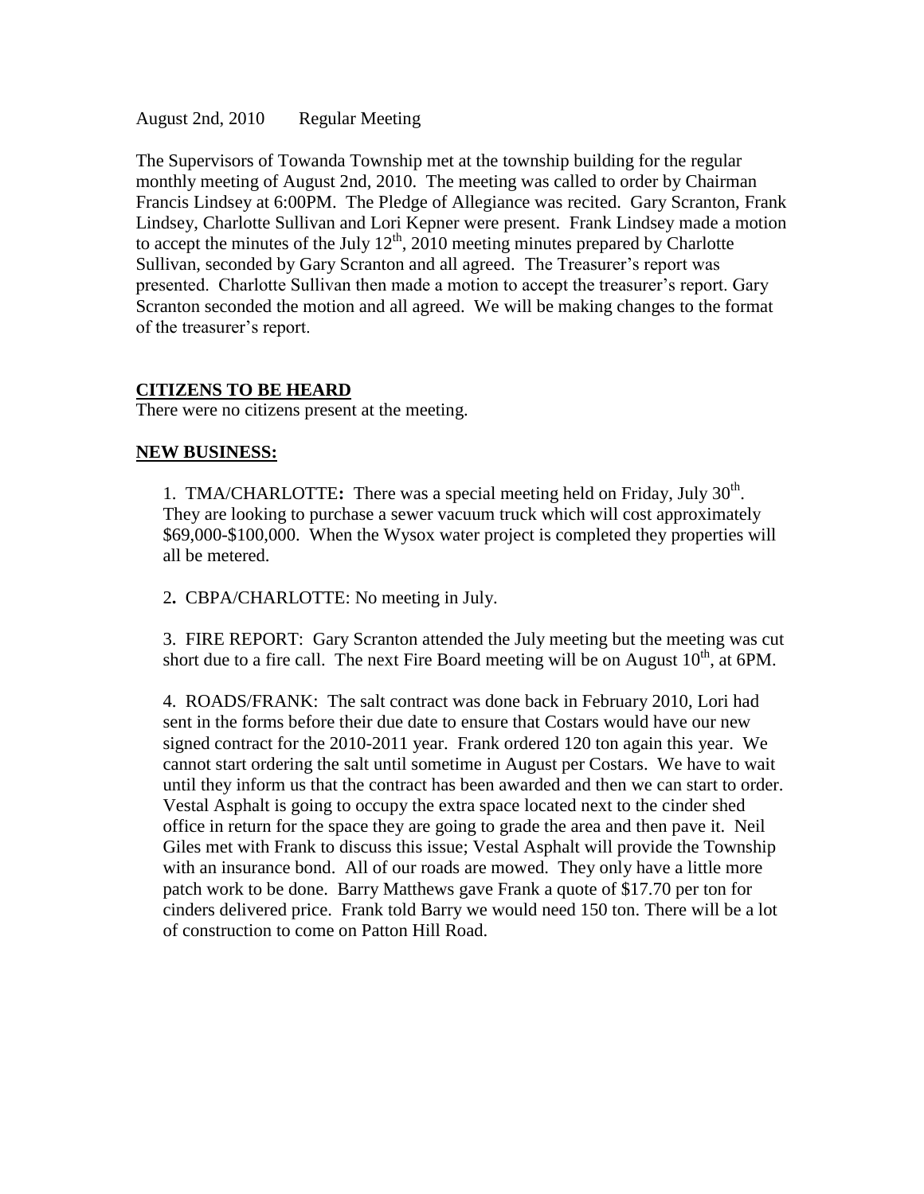August 2nd, 2010 Regular Meeting

The Supervisors of Towanda Township met at the township building for the regular monthly meeting of August 2nd, 2010. The meeting was called to order by Chairman Francis Lindsey at 6:00PM. The Pledge of Allegiance was recited. Gary Scranton, Frank Lindsey, Charlotte Sullivan and Lori Kepner were present. Frank Lindsey made a motion to accept the minutes of the July 12th, 2010 meeting minutes prepared by Charlotte Sullivan, seconded by Gary Scranton and all agreed. The Treasurer's report was presented. Charlotte Sullivan then made a motion to accept the treasurer's report. Gary Scranton seconded the motion and all agreed. We will be making changes to the format of the treasurer's report.

## CITIZENS TO BE HEARD

There were no citizens present at the meeting.

## NEW BUSINESS:

1. TMA/CHARLOTTE**:** There was a special meeting held on Friday, July 30th. They are looking to purchase a sewer vacuum truck which will cost approximately $69,000-$100,000. When the Wysox water project is completed they properties will all be metered.

2**.** CBPA/CHARLOTTE: No meeting in July.

3. FIRE REPORT: Gary Scranton attended the July meeting but the meeting was cut short due to a fire call. The next Fire Board meeting will be on August 10th, at 6PM.

4. ROADS/FRANK: The salt contract was done back in February 2010, Lori had sent in the forms before their due date to ensure that Costars would have our new signed contract for the 2010-2011 year. Frank ordered 120 ton again this year. We cannot start ordering the salt until sometime in August per Costars. We have to wait until they inform us that the contract has been awarded and then we can start to order. Vestal Asphalt is going to occupy the extra space located next to the cinder shed office in return for the space they are going to grade the area and then pave it. Neil Giles met with Frank to discuss this issue; Vestal Asphalt will provide the Township with an insurance bond. All of our roads are mowed. They only have a little more patch work to be done. Barry Matthews gave Frank a quote of $17.70 per ton for cinders delivered price. Frank told Barry we would need 150 ton. There will be a lot of construction to come on Patton Hill Road.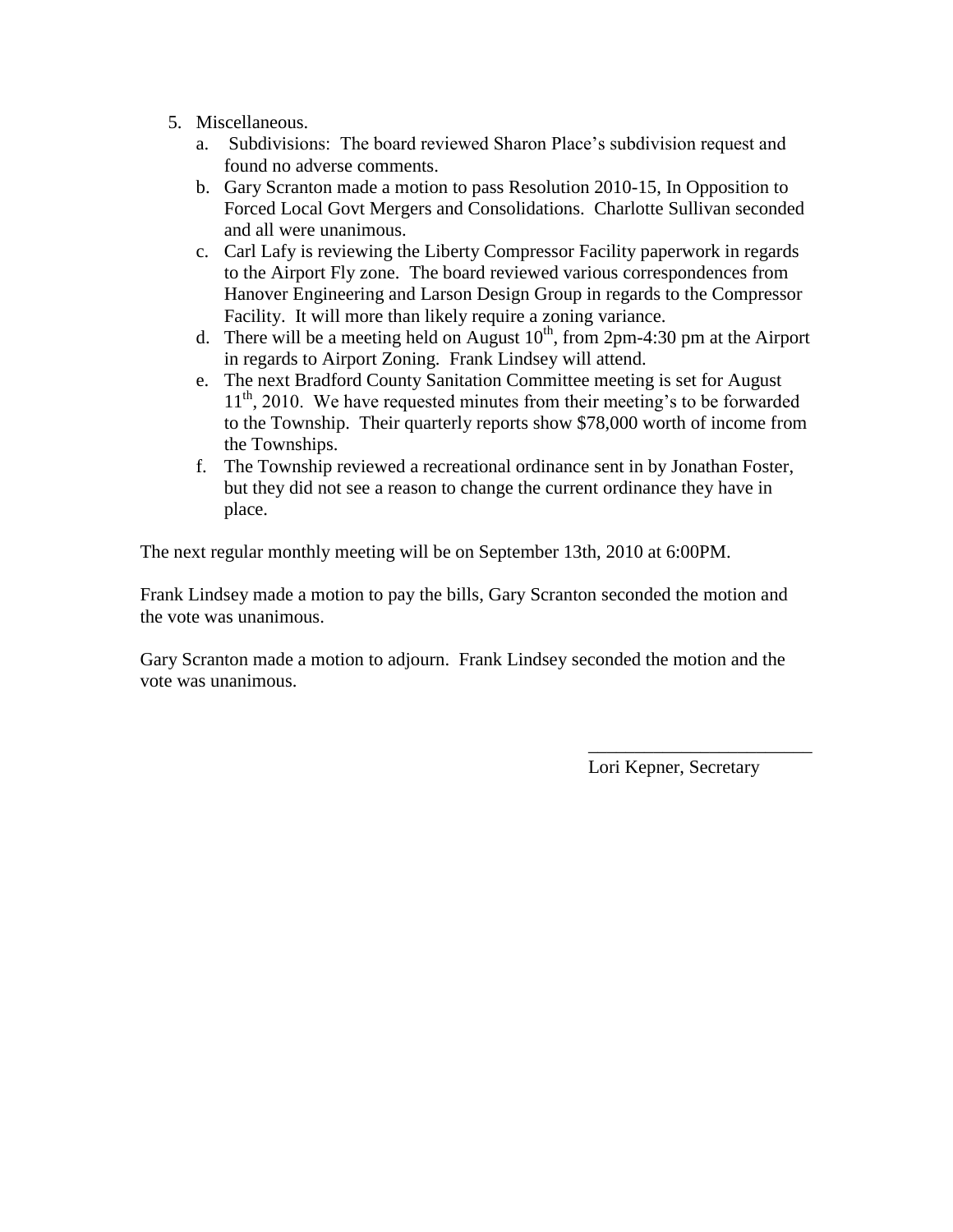5. Miscellaneous.
   a. Subdivisions: The board reviewed Sharon Place's subdivision request and found no adverse comments.
   b. Gary Scranton made a motion to pass Resolution 2010-15, In Opposition to Forced Local Govt Mergers and Consolidations. Charlotte Sullivan seconded and all were unanimous.
   c. Carl Lafy is reviewing the Liberty Compressor Facility paperwork in regards to the Airport Fly zone. The board reviewed various correspondences from Hanover Engineering and Larson Design Group in regards to the Compressor Facility. It will more than likely require a zoning variance.
   d. There will be a meeting held on August 10th, from 2pm-4:30 pm at the Airport in regards to Airport Zoning. Frank Lindsey will attend.
   e. The next Bradford County Sanitation Committee meeting is set for August 11th, 2010. We have requested minutes from their meeting's to be forwarded to the Township. Their quarterly reports show $78,000 worth of income from the Townships.
   f. The Township reviewed a recreational ordinance sent in by Jonathan Foster, but they did not see a reason to change the current ordinance they have in place.

The next regular monthly meeting will be on September 13th, 2010 at 6:00PM.

Frank Lindsey made a motion to pay the bills, Gary Scranton seconded the motion and the vote was unanimous.

Gary Scranton made a motion to adjourn. Frank Lindsey seconded the motion and the vote was unanimous.

\_\_\_\_\_\_\_\_\_\_\_\_\_\_\_\_\_\_\_\_\_\_\_\_\_

Lori Kepner, Secretary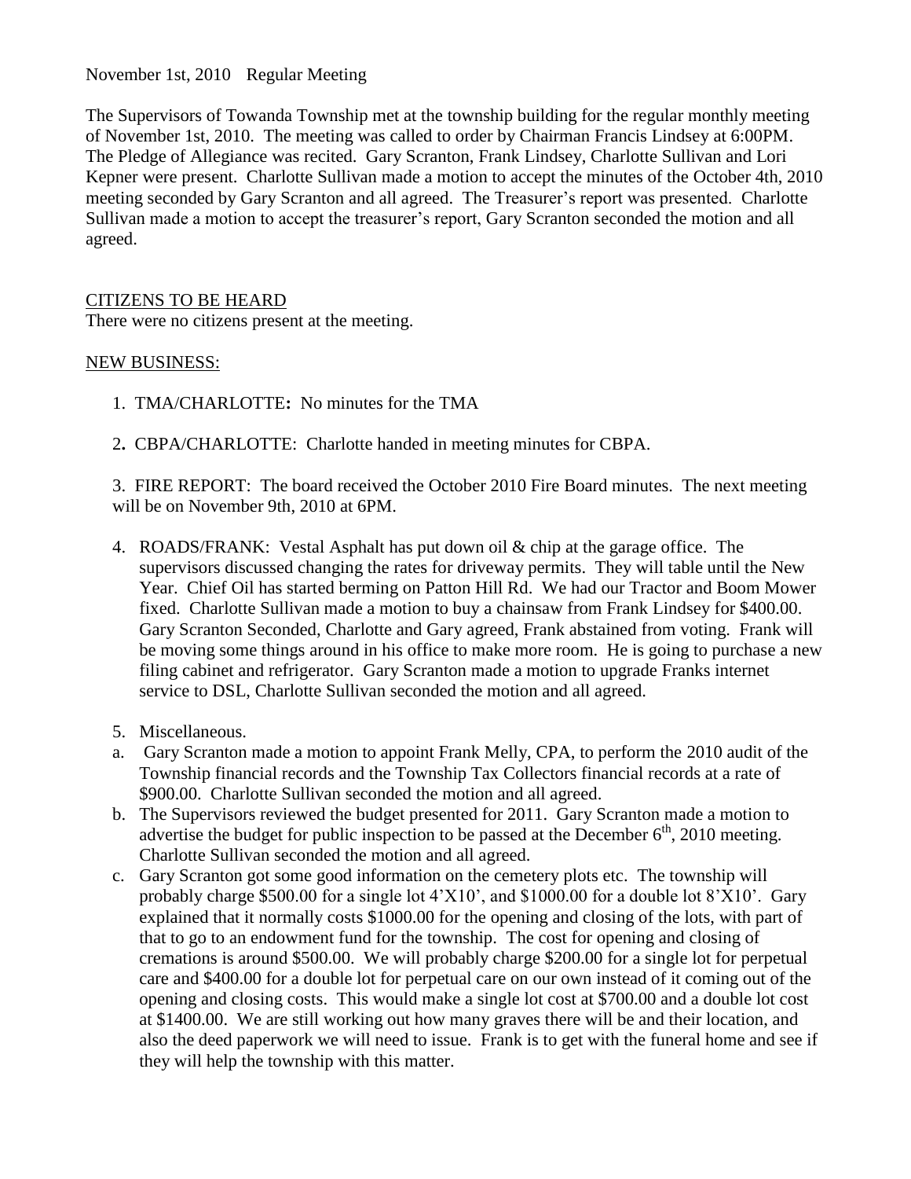November 1st, 2010 Regular Meeting

The Supervisors of Towanda Township met at the township building for the regular monthly meeting of November 1st, 2010. The meeting was called to order by Chairman Francis Lindsey at 6:00PM. The Pledge of Allegiance was recited. Gary Scranton, Frank Lindsey, Charlotte Sullivan and Lori Kepner were present. Charlotte Sullivan made a motion to accept the minutes of the October 4th, 2010 meeting seconded by Gary Scranton and all agreed. The Treasurer's report was presented. Charlotte Sullivan made a motion to accept the treasurer's report, Gary Scranton seconded the motion and all agreed.

CITIZENS TO BE HEARD

There were no citizens present at the meeting.

NEW BUSINESS:

1. TMA/CHARLOTTE**:** No minutes for the TMA

2**.** CBPA/CHARLOTTE: Charlotte handed in meeting minutes for CBPA.

3. FIRE REPORT: The board received the October 2010 Fire Board minutes. The next meeting will be on November 9th, 2010 at 6PM.

4. ROADS/FRANK: Vestal Asphalt has put down oil & chip at the garage office. The supervisors discussed changing the rates for driveway permits. They will table until the New Year. Chief Oil has started berming on Patton Hill Rd. We had our Tractor and Boom Mower fixed. Charlotte Sullivan made a motion to buy a chainsaw from Frank Lindsey for $400.00. Gary Scranton Seconded, Charlotte and Gary agreed, Frank abstained from voting. Frank will be moving some things around in his office to make more room. He is going to purchase a new filing cabinet and refrigerator. Gary Scranton made a motion to upgrade Franks internet service to DSL, Charlotte Sullivan seconded the motion and all agreed.

5. Miscellaneous.

a. Gary Scranton made a motion to appoint Frank Melly, CPA, to perform the 2010 audit of the Township financial records and the Township Tax Collectors financial records at a rate of $900.00. Charlotte Sullivan seconded the motion and all agreed.

b. The Supervisors reviewed the budget presented for 2011. Gary Scranton made a motion to advertise the budget for public inspection to be passed at the December 6th, 2010 meeting. Charlotte Sullivan seconded the motion and all agreed.

c. Gary Scranton got some good information on the cemetery plots etc. The township will probably charge $500.00 for a single lot 4'X10', and $1000.00 for a double lot 8'X10'. Gary explained that it normally costs $1000.00 for the opening and closing of the lots, with part of that to go to an endowment fund for the township. The cost for opening and closing of cremations is around $500.00. We will probably charge $200.00 for a single lot for perpetual care and $400.00 for a double lot for perpetual care on our own instead of it coming out of the opening and closing costs. This would make a single lot cost at $700.00 and a double lot cost at $1400.00. We are still working out how many graves there will be and their location, and also the deed paperwork we will need to issue. Frank is to get with the funeral home and see if they will help the township with this matter.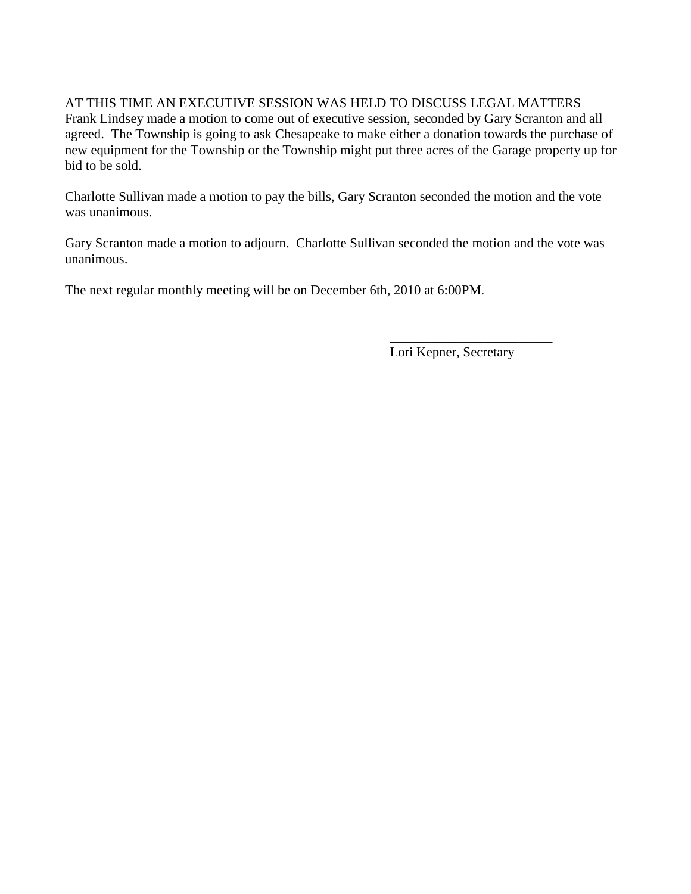AT THIS TIME AN EXECUTIVE SESSION WAS HELD TO DISCUSS LEGAL MATTERS
Frank Lindsey made a motion to come out of executive session, seconded by Gary Scranton and all agreed. The Township is going to ask Chesapeake to make either a donation towards the purchase of new equipment for the Township or the Township might put three acres of the Garage property up for bid to be sold.

Charlotte Sullivan made a motion to pay the bills, Gary Scranton seconded the motion and the vote was unanimous.

Gary Scranton made a motion to adjourn. Charlotte Sullivan seconded the motion and the vote was unanimous.

The next regular monthly meeting will be on December 6th, 2010 at 6:00PM.

________________________
Lori Kepner, Secretary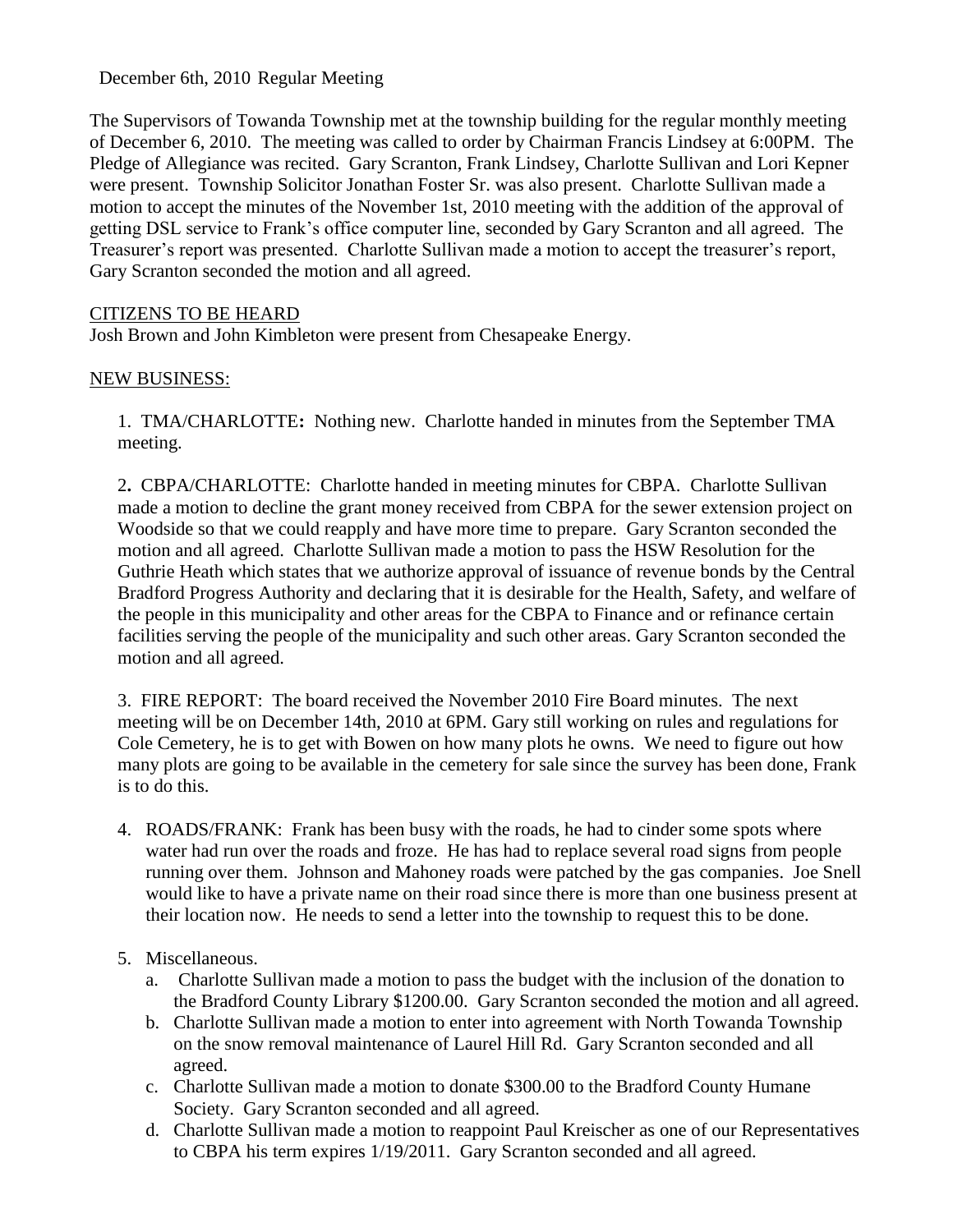December 6th, 2010 Regular Meeting

The Supervisors of Towanda Township met at the township building for the regular monthly meeting of December 6, 2010. The meeting was called to order by Chairman Francis Lindsey at 6:00PM. The Pledge of Allegiance was recited. Gary Scranton, Frank Lindsey, Charlotte Sullivan and Lori Kepner were present. Township Solicitor Jonathan Foster Sr. was also present. Charlotte Sullivan made a motion to accept the minutes of the November 1st, 2010 meeting with the addition of the approval of getting DSL service to Frank's office computer line, seconded by Gary Scranton and all agreed. The Treasurer's report was presented. Charlotte Sullivan made a motion to accept the treasurer's report, Gary Scranton seconded the motion and all agreed.

CITIZENS TO BE HEARD

Josh Brown and John Kimbleton were present from Chesapeake Energy.

NEW BUSINESS:

1. TMA/CHARLOTTE**:** Nothing new. Charlotte handed in minutes from the September TMA meeting.

2**.** CBPA/CHARLOTTE: Charlotte handed in meeting minutes for CBPA. Charlotte Sullivan made a motion to decline the grant money received from CBPA for the sewer extension project on Woodside so that we could reapply and have more time to prepare. Gary Scranton seconded the motion and all agreed. Charlotte Sullivan made a motion to pass the HSW Resolution for the Guthrie Heath which states that we authorize approval of issuance of revenue bonds by the Central Bradford Progress Authority and declaring that it is desirable for the Health, Safety, and welfare of the people in this municipality and other areas for the CBPA to Finance and or refinance certain facilities serving the people of the municipality and such other areas. Gary Scranton seconded the motion and all agreed.

3. FIRE REPORT: The board received the November 2010 Fire Board minutes. The next meeting will be on December 14th, 2010 at 6PM. Gary still working on rules and regulations for Cole Cemetery, he is to get with Bowen on how many plots he owns. We need to figure out how many plots are going to be available in the cemetery for sale since the survey has been done, Frank is to do this.

4. ROADS/FRANK: Frank has been busy with the roads, he had to cinder some spots where water had run over the roads and froze. He has had to replace several road signs from people running over them. Johnson and Mahoney roads were patched by the gas companies. Joe Snell would like to have a private name on their road since there is more than one business present at their location now. He needs to send a letter into the township to request this to be done.

5. Miscellaneous.
   a. Charlotte Sullivan made a motion to pass the budget with the inclusion of the donation to the Bradford County Library $1200.00. Gary Scranton seconded the motion and all agreed.
   b. Charlotte Sullivan made a motion to enter into agreement with North Towanda Township on the snow removal maintenance of Laurel Hill Rd. Gary Scranton seconded and all agreed.
   c. Charlotte Sullivan made a motion to donate $300.00 to the Bradford County Humane Society. Gary Scranton seconded and all agreed.
   d. Charlotte Sullivan made a motion to reappoint Paul Kreischer as one of our Representatives to CBPA his term expires 1/19/2011. Gary Scranton seconded and all agreed.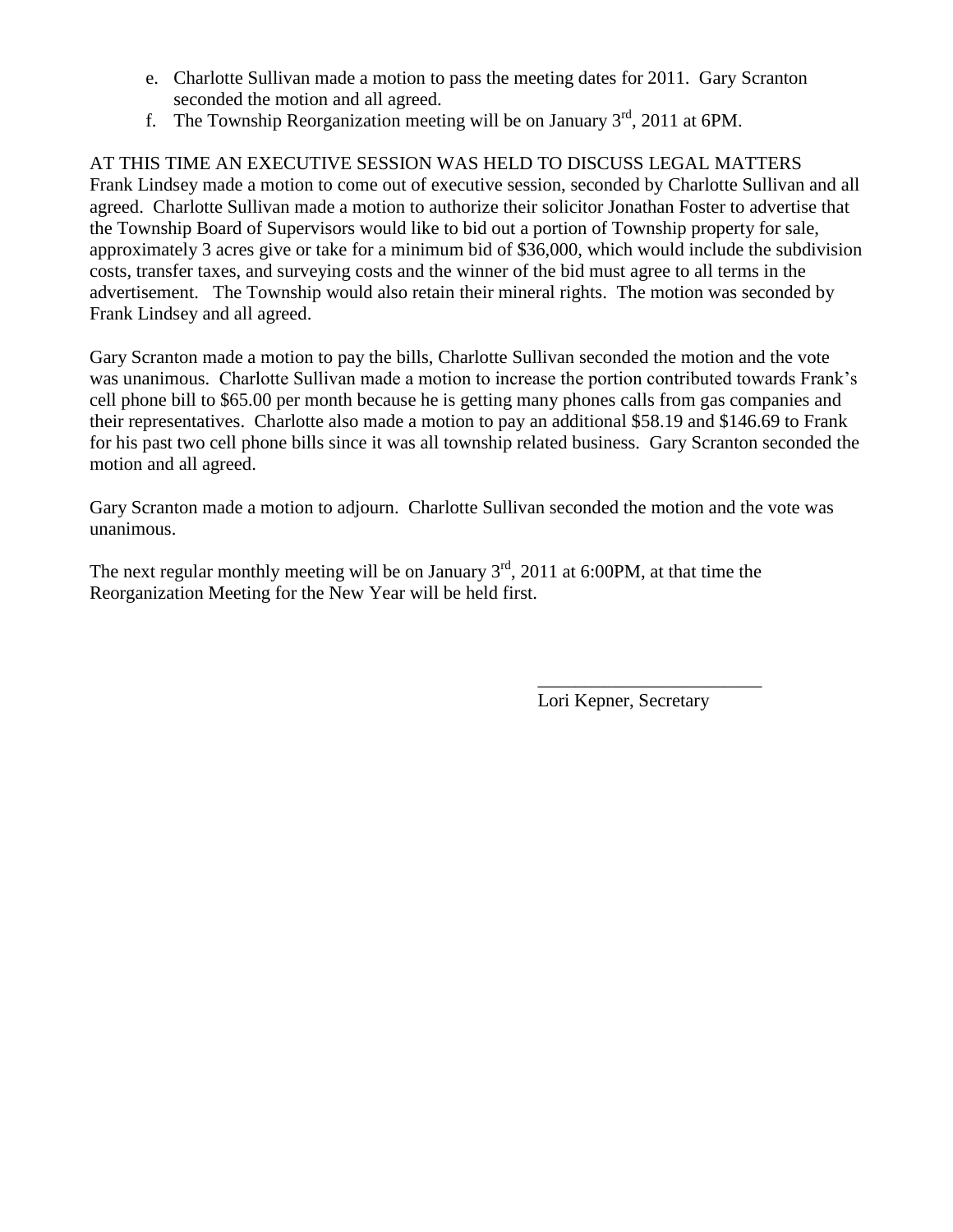e. Charlotte Sullivan made a motion to pass the meeting dates for 2011. Gary Scranton seconded the motion and all agreed.
f. The Township Reorganization meeting will be on January 3rd, 2011 at 6PM.

AT THIS TIME AN EXECUTIVE SESSION WAS HELD TO DISCUSS LEGAL MATTERS
Frank Lindsey made a motion to come out of executive session, seconded by Charlotte Sullivan and all agreed. Charlotte Sullivan made a motion to authorize their solicitor Jonathan Foster to advertise that the Township Board of Supervisors would like to bid out a portion of Township property for sale, approximately 3 acres give or take for a minimum bid of $36,000, which would include the subdivision costs, transfer taxes, and surveying costs and the winner of the bid must agree to all terms in the advertisement. The Township would also retain their mineral rights. The motion was seconded by Frank Lindsey and all agreed.

Gary Scranton made a motion to pay the bills, Charlotte Sullivan seconded the motion and the vote was unanimous. Charlotte Sullivan made a motion to increase the portion contributed towards Frank's cell phone bill to $65.00 per month because he is getting many phones calls from gas companies and their representatives. Charlotte also made a motion to pay an additional $58.19 and $146.69 to Frank for his past two cell phone bills since it was all township related business. Gary Scranton seconded the motion and all agreed.

Gary Scranton made a motion to adjourn. Charlotte Sullivan seconded the motion and the vote was unanimous.

The next regular monthly meeting will be on January 3rd, 2011 at 6:00PM, at that time the Reorganization Meeting for the New Year will be held first.

\_\_\_\_\_\_\_\_\_\_\_\_\_\_\_\_\_\_\_\_\_\_\_\_

Lori Kepner, Secretary